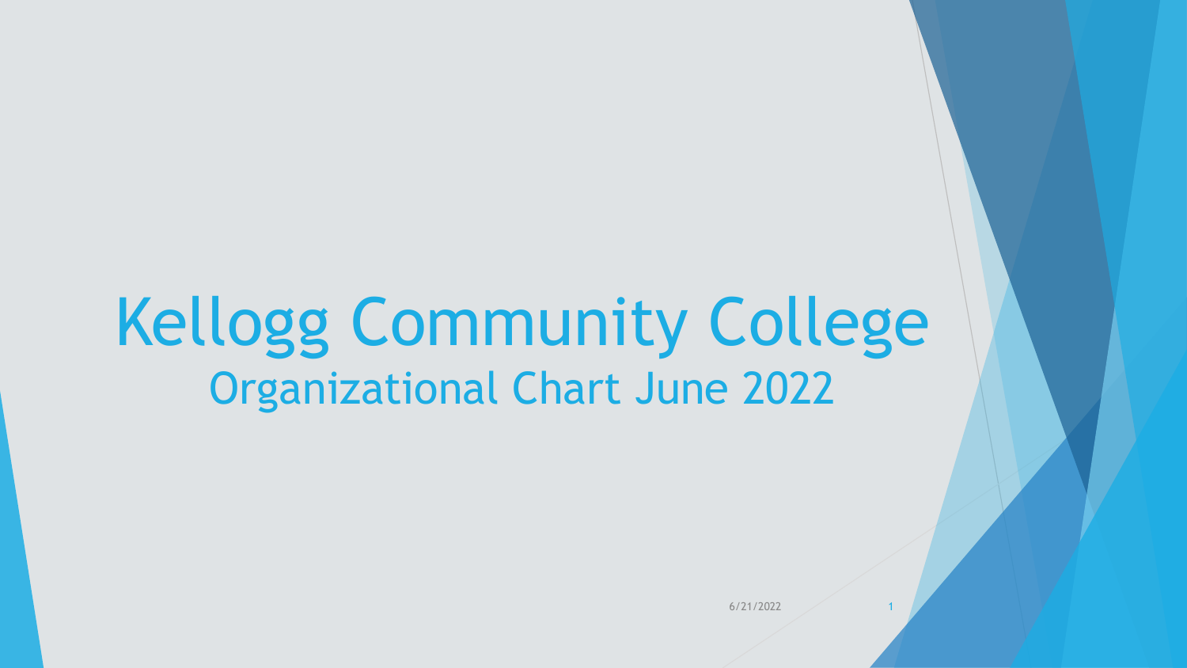# Kellogg Community College

## Organizational Chart June 2022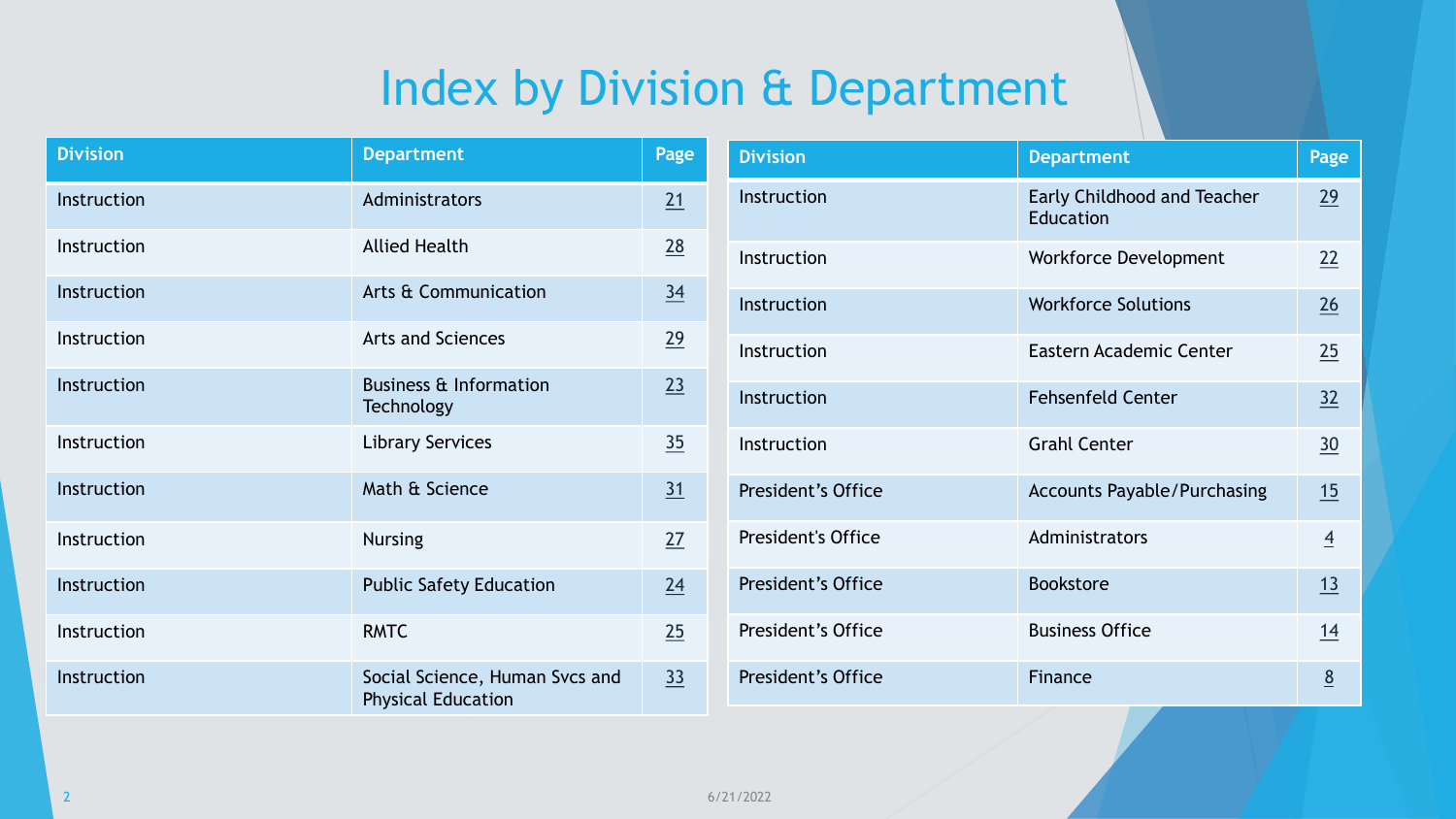# Index by Division & Department

| Division | Department | Page |
| --- | --- | --- |
| Instruction | Administrators | 21 |
| Instruction | Allied Health | 28 |
| Instruction | Arts & Communication | 34 |
| Instruction | Arts and Sciences | 29 |
| Instruction | Business & Information Technology | 23 |
| Instruction | Library Services | 35 |
| Instruction | Math & Science | 31 |
| Instruction | Nursing | 27 |
| Instruction | Public Safety Education | 24 |
| Instruction | RMTC | 25 |
| Instruction | Social Science, Human Svcs and Physical Education | 33 |

| Division | Department | Page |
| --- | --- | --- |
| Instruction | Early Childhood and Teacher Education | 29 |
| Instruction | Workforce Development | 22 |
| Instruction | Workforce Solutions | 26 |
| Instruction | Eastern Academic Center | 25 |
| Instruction | Fehsenfeld Center | 32 |
| Instruction | Grahl Center | 30 |
| President’s Office | Accounts Payable/Purchasing | 15 |
| President's Office | Administrators | 4 |
| President’s Office | Bookstore | 13 |
| President’s Office | Business Office | 14 |
| President’s Office | Finance | 8 |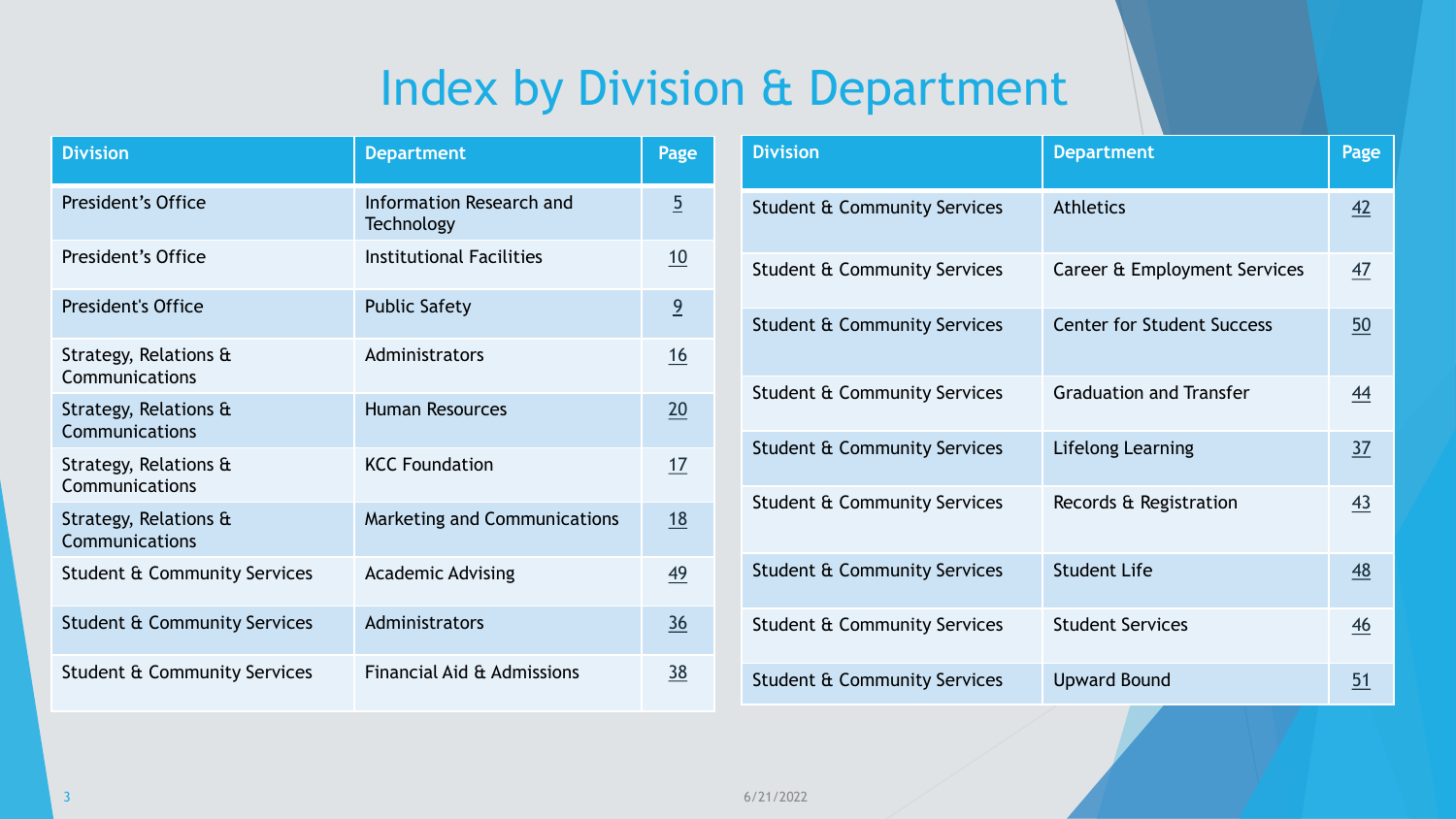# Index by Division & Department

| Division | Department | Page |
|---|---|---|
| President's Office | Information Research and Technology | 5 |
| President's Office | Institutional Facilities | 10 |
| President's Office | Public Safety | 9 |
| Strategy, Relations & Communications | Administrators | 16 |
| Strategy, Relations & Communications | Human Resources | 20 |
| Strategy, Relations & Communications | KCC Foundation | 17 |
| Strategy, Relations & Communications | Marketing and Communications | 18 |
| Student & Community Services | Academic Advising | 49 |
| Student & Community Services | Administrators | 36 |
| Student & Community Services | Financial Aid & Admissions | 38 |

| Division | Department | Page |
|---|---|---|
| Student & Community Services | Athletics | 42 |
| Student & Community Services | Career & Employment Services | 47 |
| Student & Community Services | Center for Student Success | 50 |
| Student & Community Services | Graduation and Transfer | 44 |
| Student & Community Services | Lifelong Learning | 37 |
| Student & Community Services | Records & Registration | 43 |
| Student & Community Services | Student Life | 48 |
| Student & Community Services | Student Services | 46 |
| Student & Community Services | Upward Bound | 51 |

6/21/2022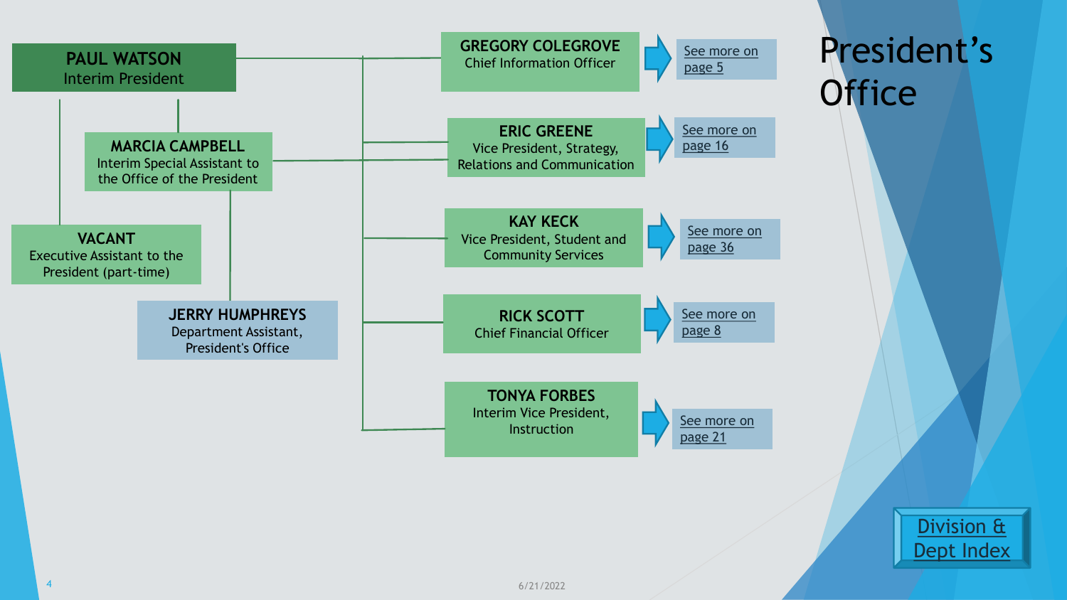# President's Office

**PAUL WATSON**
Interim President

**MARCIA CAMPBELL**
Interim Special Assistant to the Office of the President

**VACANT**
Executive Assistant to the President (part-time)

**JERRY HUMPHREYS**
Department Assistant, President's Office

**GREGORY COLEGROVE**
Chief Information Officer
See more on page 5

**ERIC GREENE**
Vice President, Strategy, Relations and Communication
See more on page 16

**KAY KECK**
Vice President, Student and Community Services
See more on page 36

**RICK SCOTT**
Chief Financial Officer
See more on page 8

**TONYA FORBES**
Interim Vice President, Instruction
See more on page 21

Division & Dept Index

6/21/2022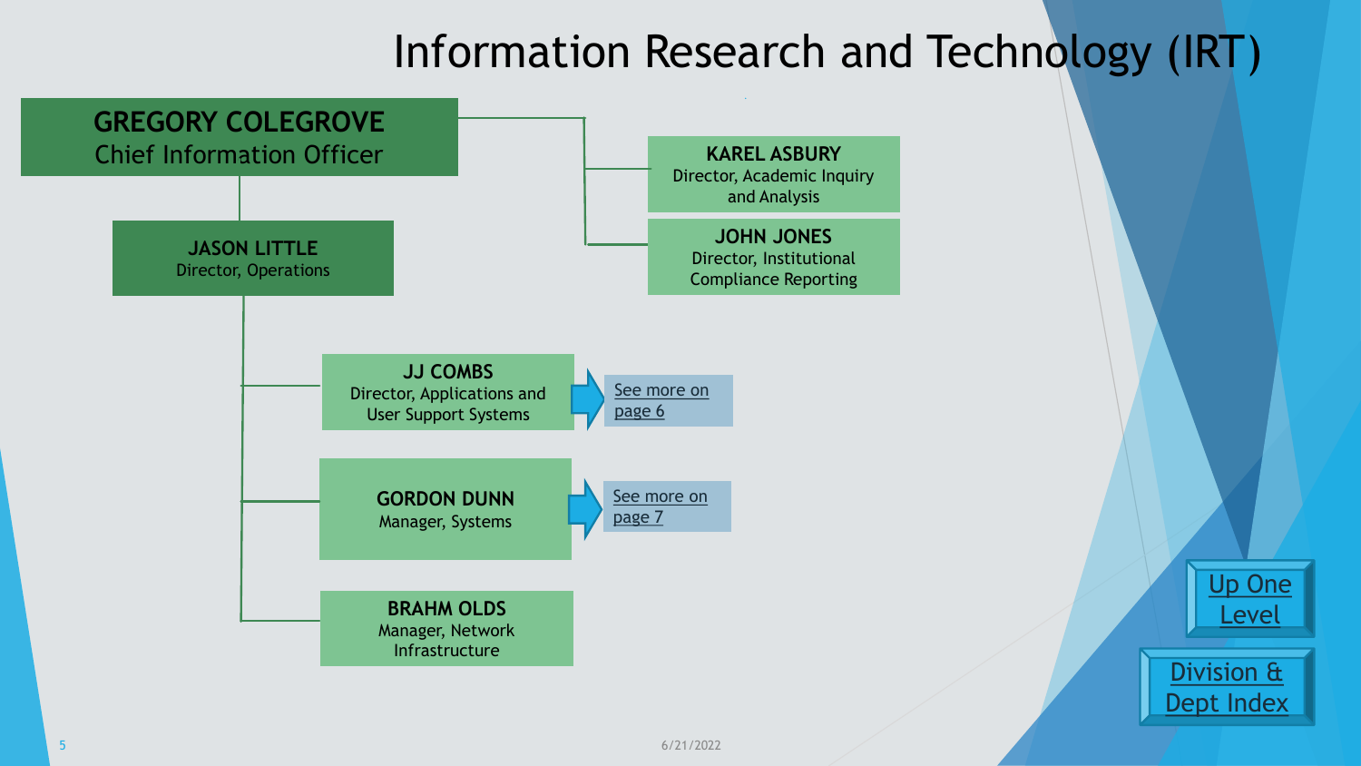# Information Research and Technology (IRT)

**GREGORY COLEGROVE**
Chief Information Officer

- **KAREL ASBURY**
  Director, Academic Inquiry and Analysis
- **JOHN JONES**
  Director, Institutional Compliance Reporting
- **JASON LITTLE**
  Director, Operations
  - **JJ COMBS**
    Director, Applications and User Support Systems — See more on page 6
  - **GORDON DUNN**
    Manager, Systems — See more on page 7
  - **BRAHM OLDS**
    Manager, Network Infrastructure

Up One Level

Division & Dept Index

6/21/2022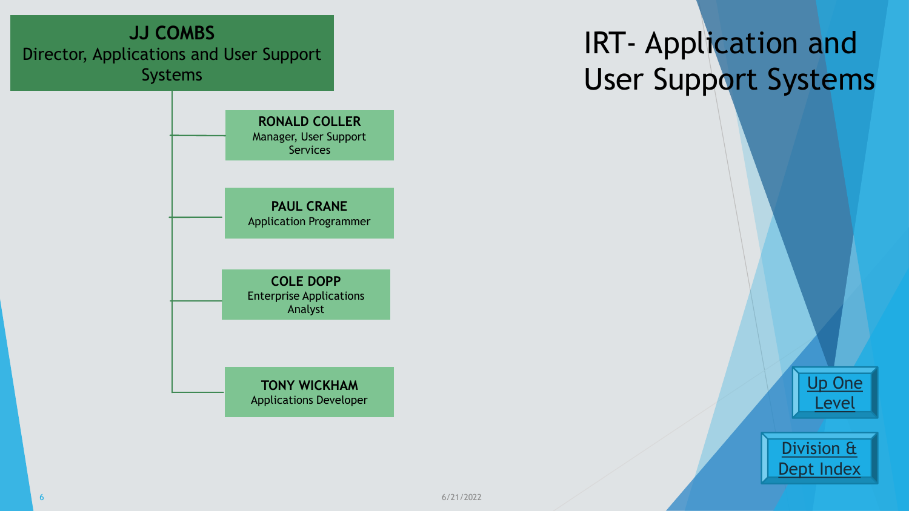# IRT- Application and User Support Systems

**JJ COMBS**
Director, Applications and User Support Systems

- **RONALD COLLER**
  Manager, User Support Services
- **PAUL CRANE**
  Application Programmer
- **COLE DOPP**
  Enterprise Applications Analyst
- **TONY WICKHAM**
  Applications Developer

Up One Level

Division & Dept Index

6/21/2022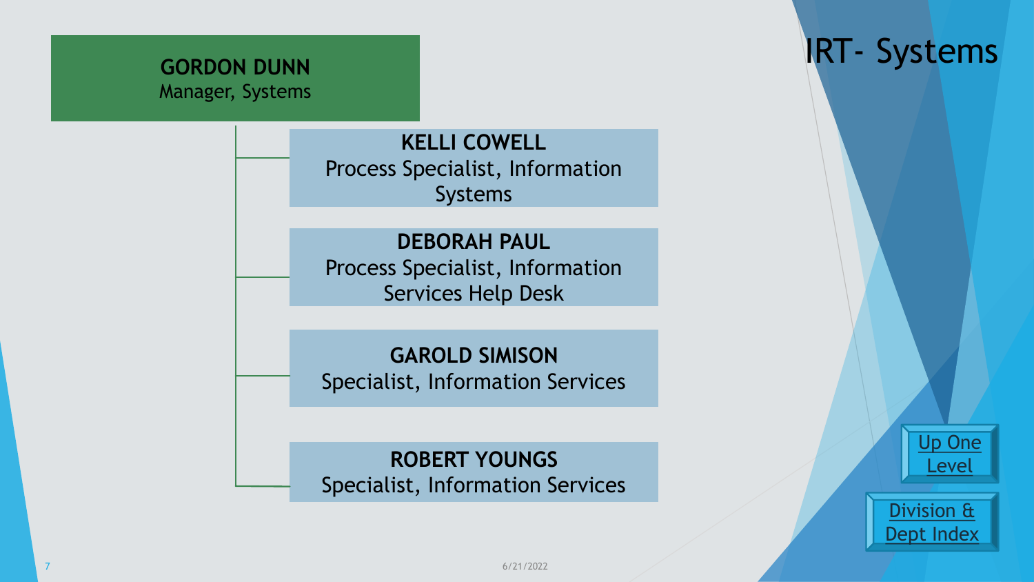# IRT- Systems

**GORDON DUNN**
Manager, Systems

- **KELLI COWELL**
  Process Specialist, Information Systems
- **DEBORAH PAUL**
  Process Specialist, Information Services Help Desk
- **GAROLD SIMISON**
  Specialist, Information Services
- **ROBERT YOUNGS**
  Specialist, Information Services

Up One Level

Division & Dept Index

6/21/2022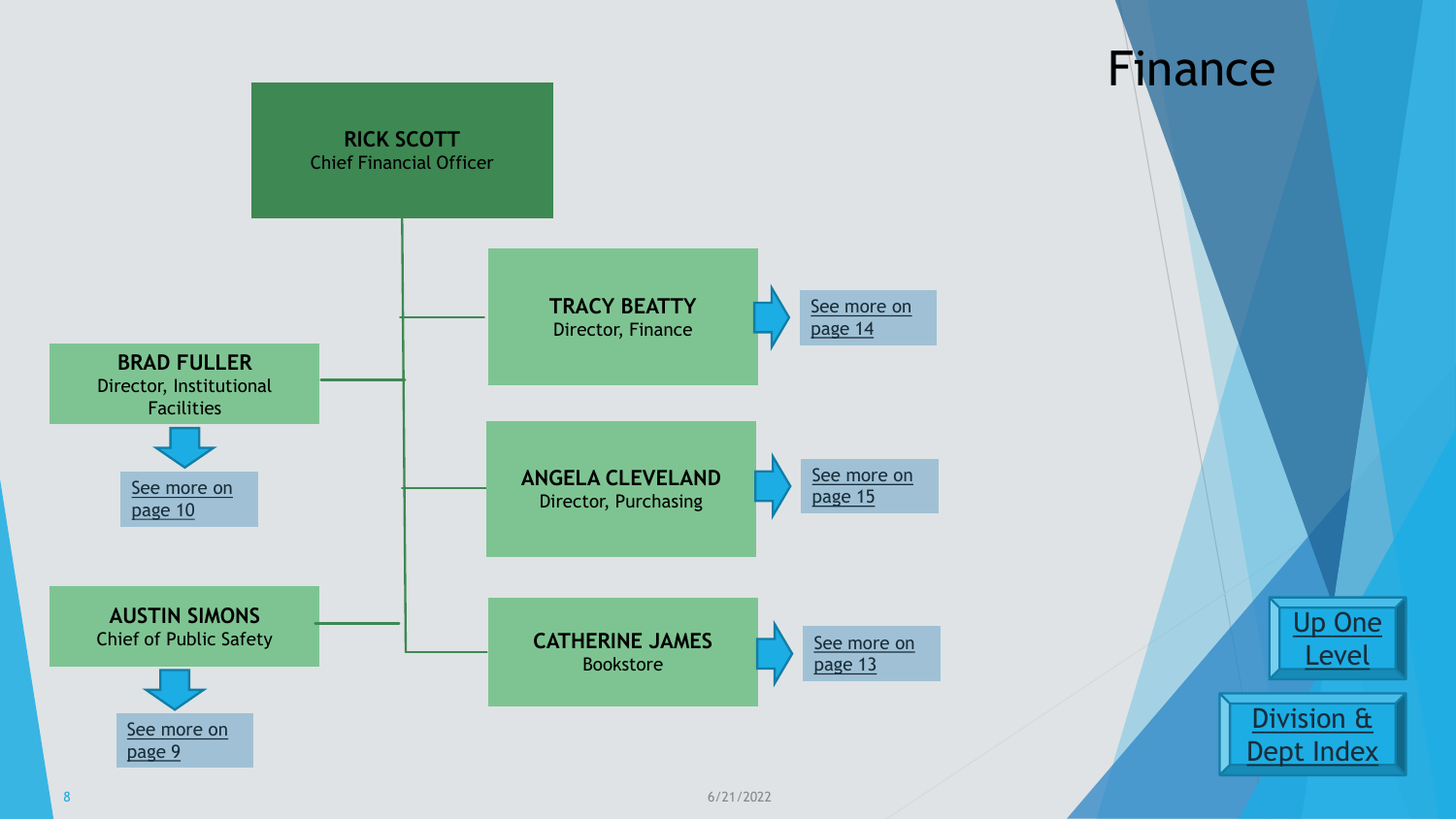# Finance

**RICK SCOTT**
Chief Financial Officer

- **TRACY BEATTY**
  Director, Finance
  See more on page 14

- **BRAD FULLER**
  Director, Institutional Facilities
  See more on page 10

- **ANGELA CLEVELAND**
  Director, Purchasing
  See more on page 15

- **AUSTIN SIMONS**
  Chief of Public Safety
  See more on page 9

- **CATHERINE JAMES**
  Bookstore
  See more on page 13

Up One Level

Division & Dept Index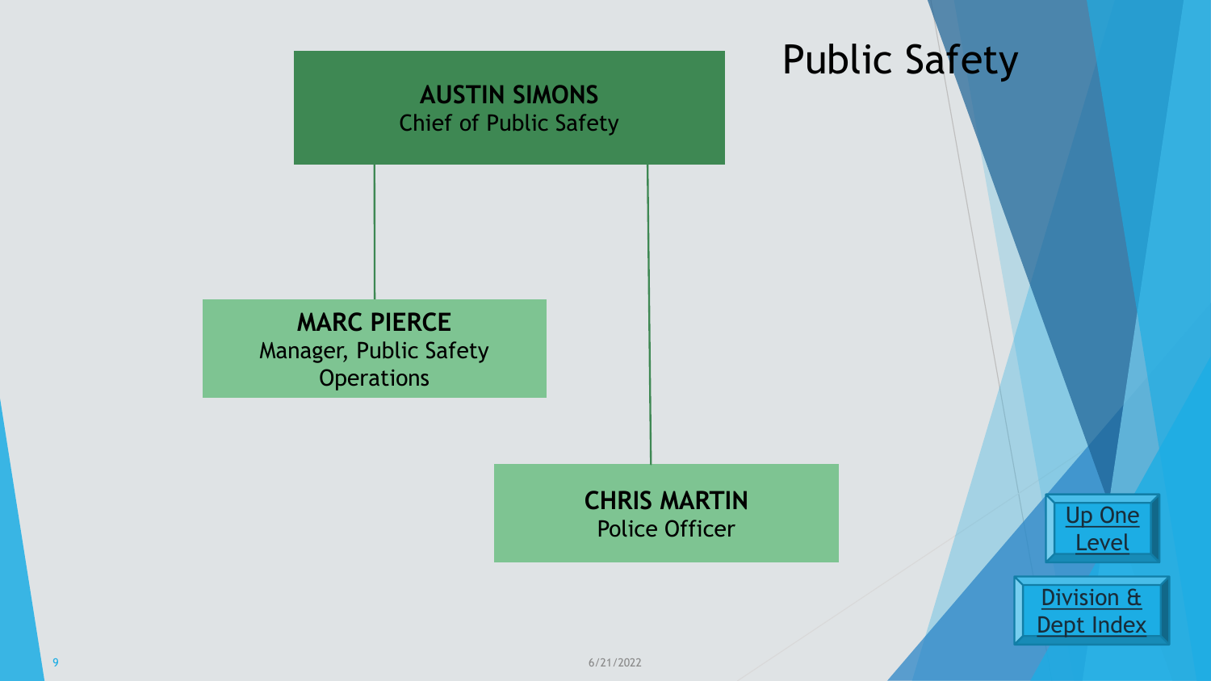# Public Safety

**AUSTIN SIMONS**
Chief of Public Safety

- **MARC PIERCE**
  Manager, Public Safety Operations
- **CHRIS MARTIN**
  Police Officer

Up One Level

Division & Dept Index

6/21/2022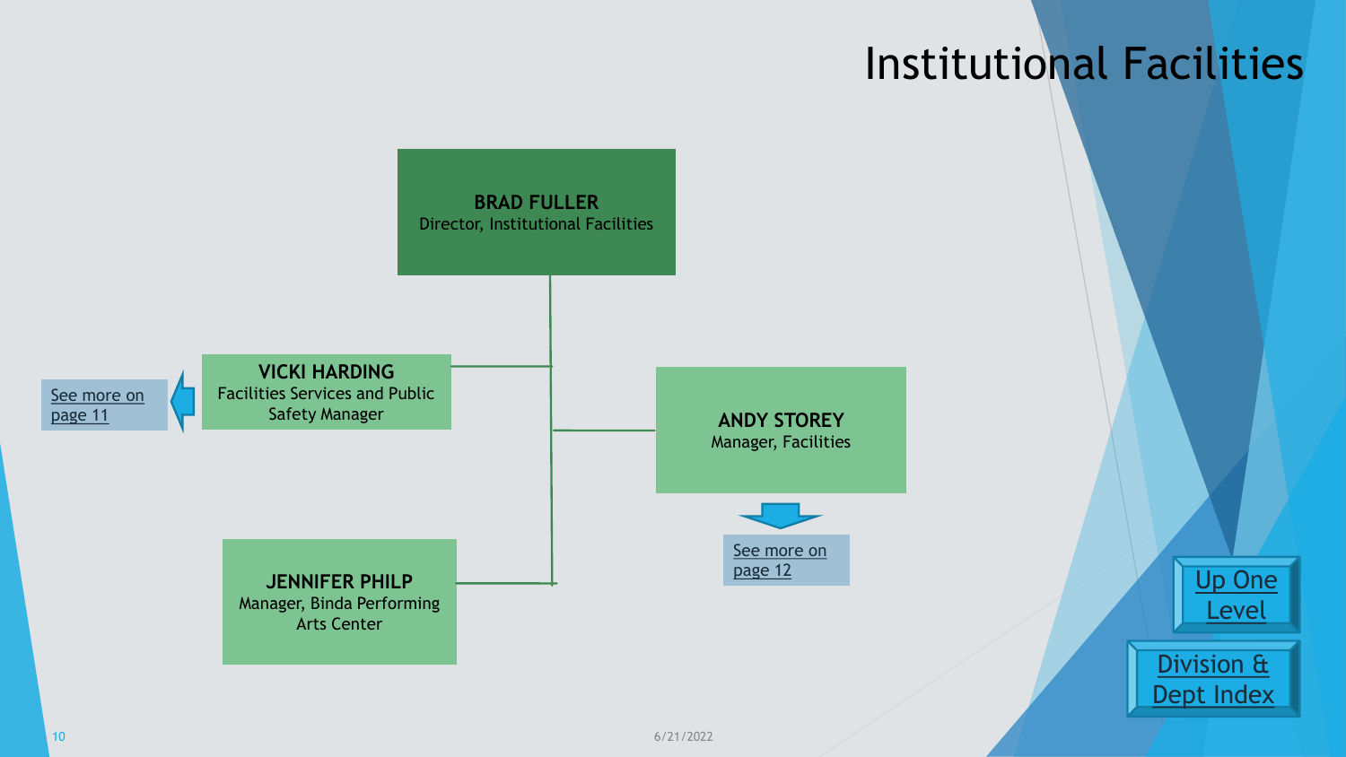# Institutional Facilities

**BRAD FULLER**
Director, Institutional Facilities

- **VICKI HARDING**
  Facilities Services and Public Safety Manager
  See more on page 11
- **ANDY STOREY**
  Manager, Facilities
  See more on page 12
- **JENNIFER PHILP**
  Manager, Binda Performing Arts Center

Up One Level

Division & Dept Index

6/21/2022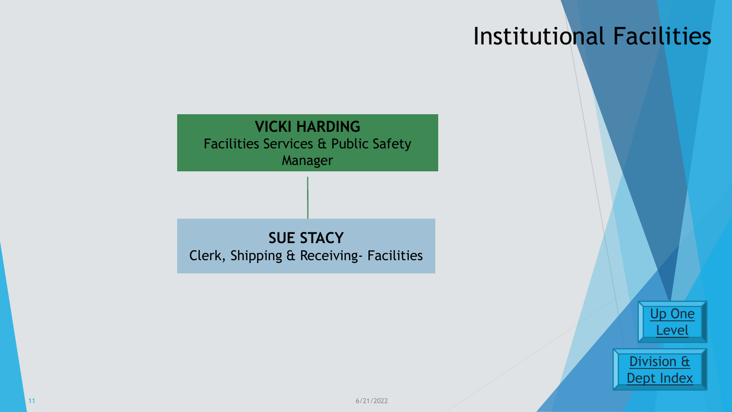# Institutional Facilities

**VICKI HARDING**
Facilities Services & Public Safety Manager

**SUE STACY**
Clerk, Shipping & Receiving- Facilities

Up One Level

Division & Dept Index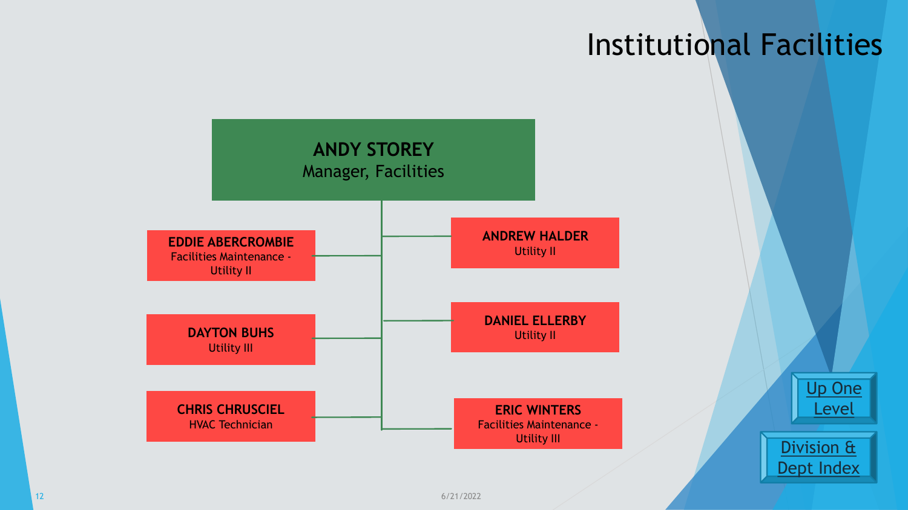# Institutional Facilities

**ANDY STOREY**
Manager, Facilities

- **EDDIE ABERCROMBIE**
  Facilities Maintenance - Utility II
- **DAYTON BUHS**
  Utility III
- **CHRIS CHRUSCIEL**
  HVAC Technician
- **ANDREW HALDER**
  Utility II
- **DANIEL ELLERBY**
  Utility II
- **ERIC WINTERS**
  Facilities Maintenance - Utility III

Up One Level

Division & Dept Index

6/21/2022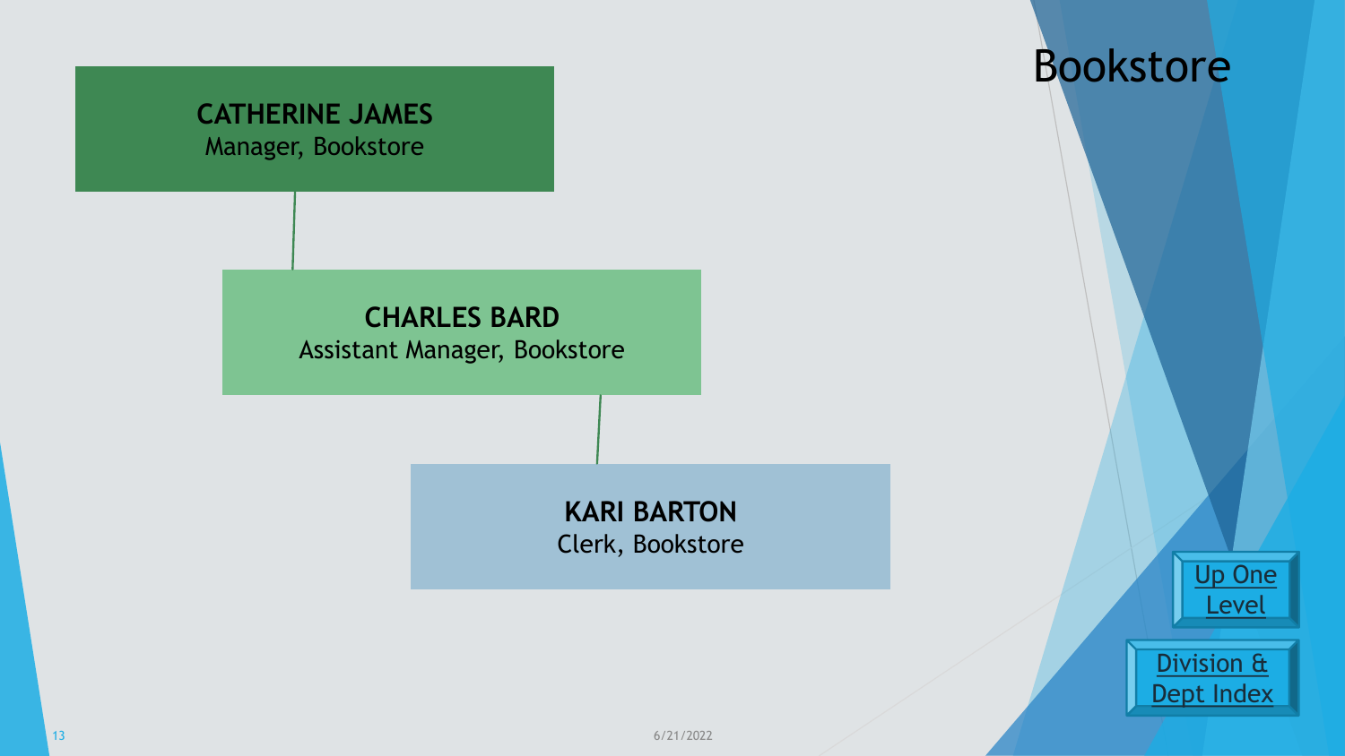# Bookstore

**CATHERINE JAMES**
Manager, Bookstore

**CHARLES BARD**
Assistant Manager, Bookstore

**KARI BARTON**
Clerk, Bookstore

Up One Level

Division & Dept Index

6/21/2022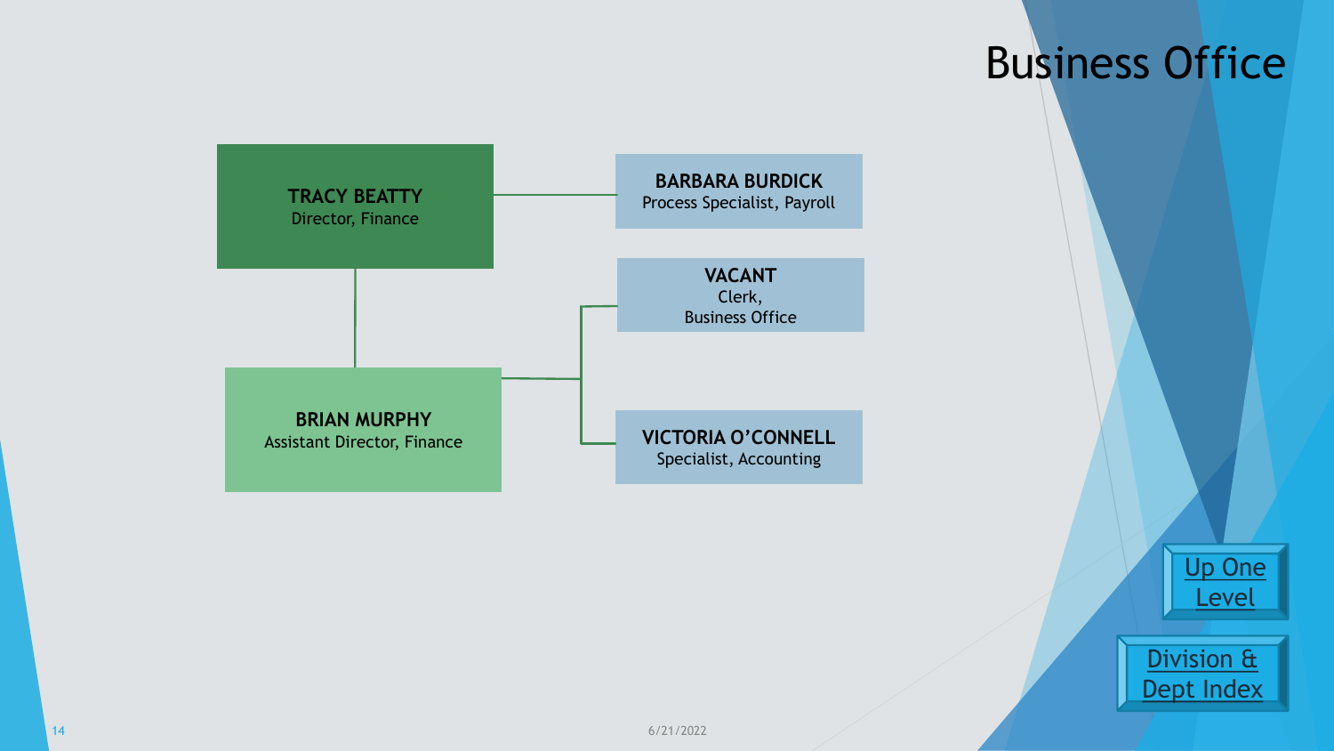# Business Office

- **TRACY BEATTY** – Director, Finance
  - **BARBARA BURDICK** – Process Specialist, Payroll
  - **BRIAN MURPHY** – Assistant Director, Finance
    - **VACANT** – Clerk, Business Office
    - **VICTORIA O'CONNELL** – Specialist, Accounting

Up One Level

Division & Dept Index

6/21/2022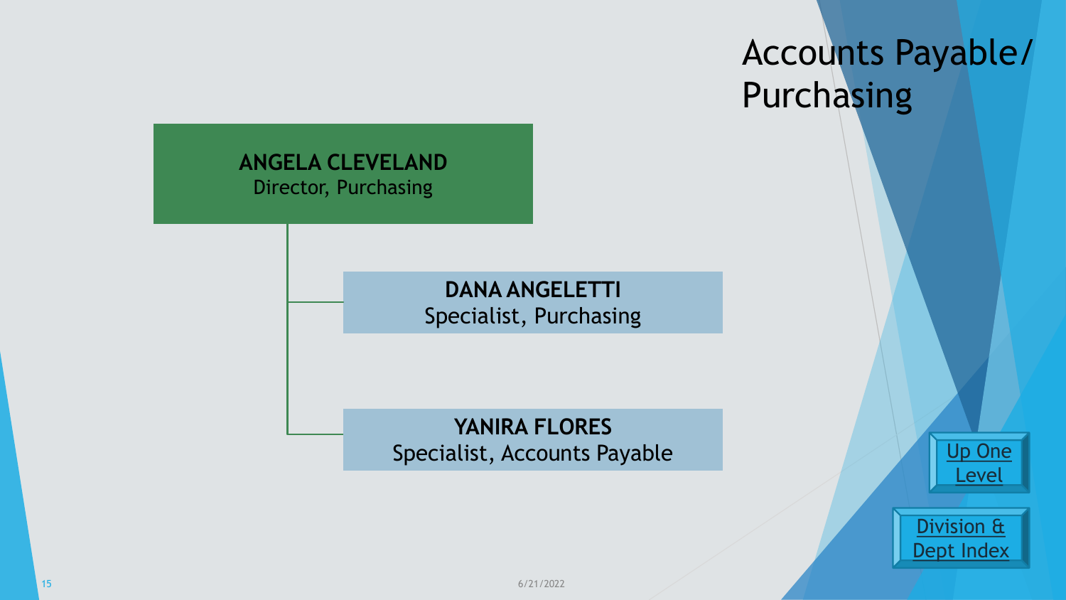# Accounts Payable/ Purchasing

**ANGELA CLEVELAND**
Director, Purchasing

- **DANA ANGELETTI**
  Specialist, Purchasing
- **YANIRA FLORES**
  Specialist, Accounts Payable

Up One Level

Division & Dept Index

6/21/2022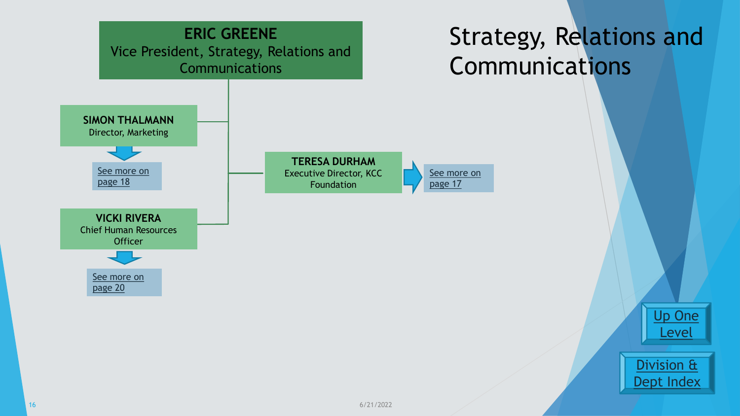# Strategy, Relations and Communications

**ERIC GREENE**
Vice President, Strategy, Relations and Communications

- **SIMON THALMANN**
  Director, Marketing
  See more on page 18

- **TERESA DURHAM**
  Executive Director, KCC Foundation
  See more on page 17

- **VICKI RIVERA**
  Chief Human Resources Officer
  See more on page 20

Up One Level

Division & Dept Index

6/21/2022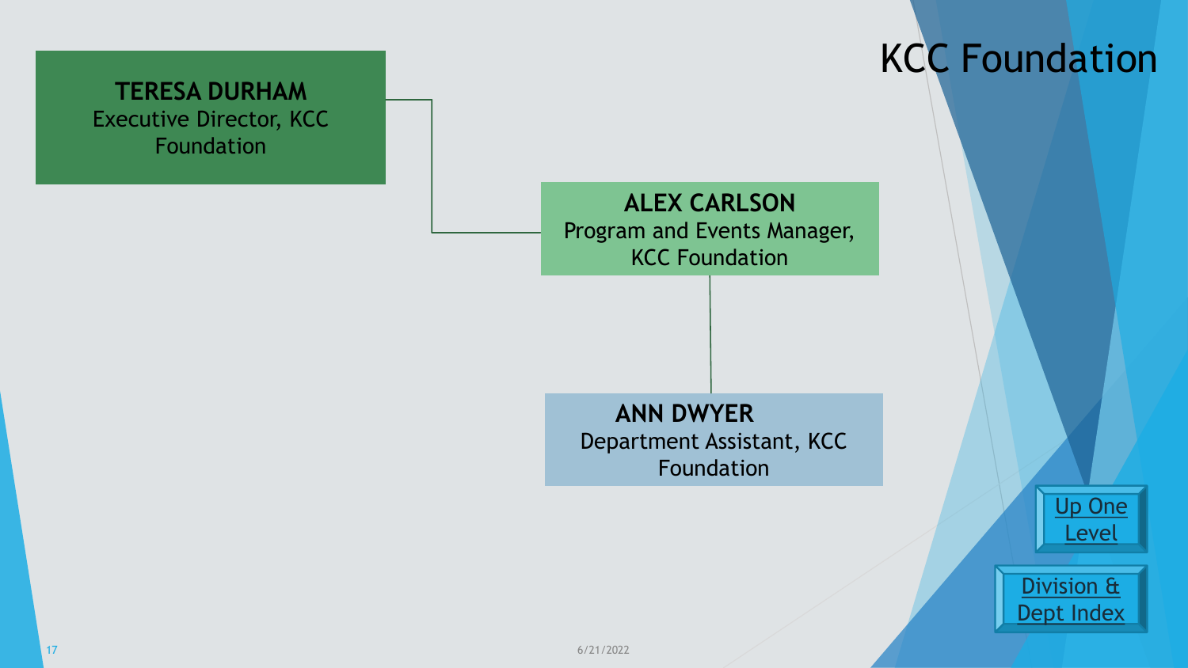# KCC Foundation

**TERESA DURHAM**
Executive Director, KCC Foundation

**ALEX CARLSON**
Program and Events Manager, KCC Foundation

**ANN DWYER**
Department Assistant, KCC Foundation

Up One Level

Division & Dept Index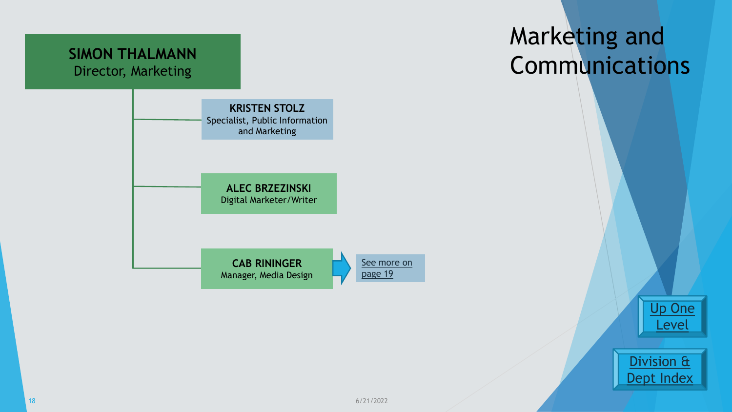# Marketing and Communications

**SIMON THALMANN**
Director, Marketing

- **KRISTEN STOLZ**
  Specialist, Public Information and Marketing
- **ALEC BRZEZINSKI**
  Digital Marketer/Writer
- **CAB RININGER**
  Manager, Media Design
  → See more on page 19

Up One Level

Division & Dept Index

6/21/2022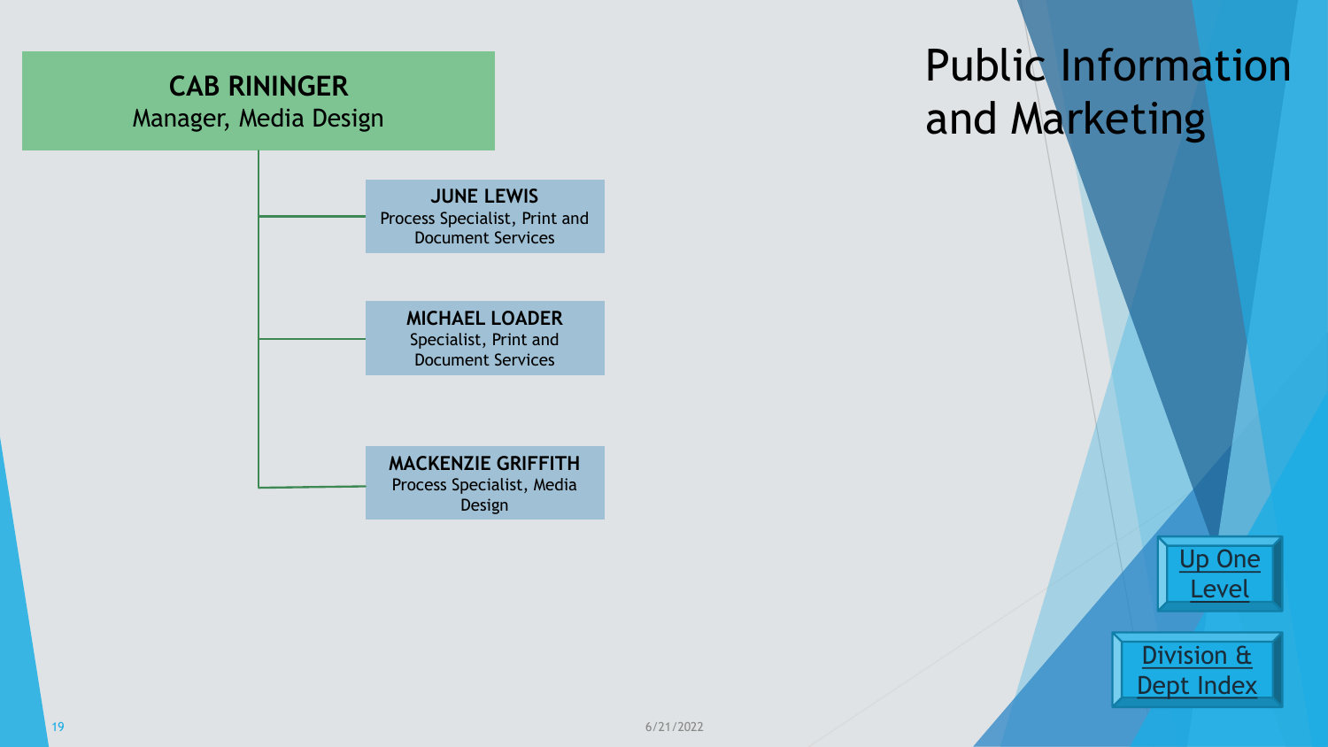# Public Information and Marketing

**CAB RININGER**
Manager, Media Design

- **JUNE LEWIS**
  Process Specialist, Print and Document Services
- **MICHAEL LOADER**
  Specialist, Print and Document Services
- **MACKENZIE GRIFFITH**
  Process Specialist, Media Design

Up One Level

Division & Dept Index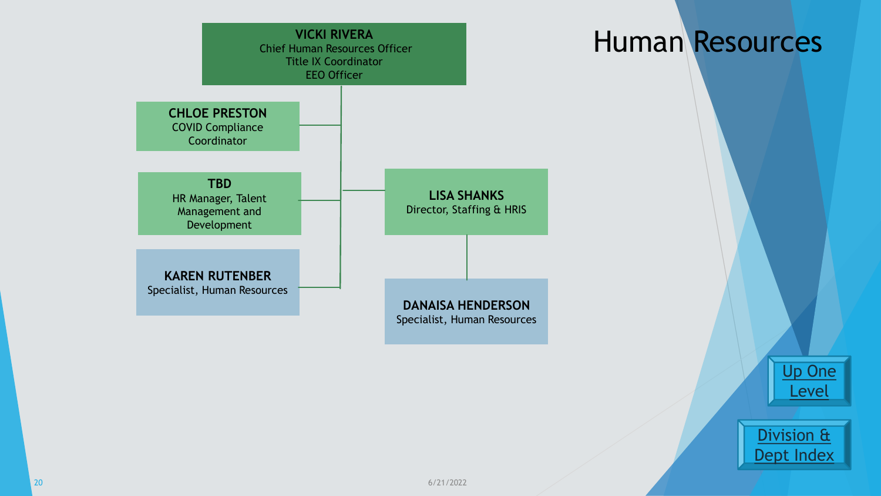# Human Resources

**VICKI RIVERA**
Chief Human Resources Officer
Title IX Coordinator
EEO Officer

- **CHLOE PRESTON**
  COVID Compliance Coordinator
- **TBD**
  HR Manager, Talent Management and Development
- **KAREN RUTENBER**
  Specialist, Human Resources
- **LISA SHANKS**
  Director, Staffing & HRIS
  - **DANAISA HENDERSON**
    Specialist, Human Resources

Up One Level

Division & Dept Index

6/21/2022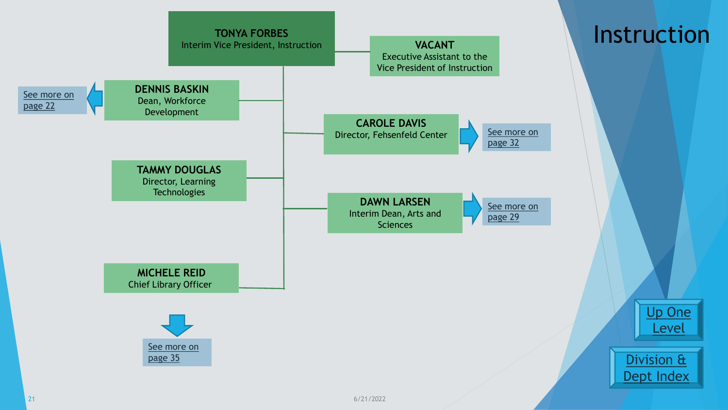# Instruction

**TONYA FORBES**
Interim Vice President, Instruction

**VACANT**
Executive Assistant to the Vice President of Instruction

**DENNIS BASKIN**
Dean, Workforce Development
See more on page 22

**CAROLE DAVIS**
Director, Fehsenfeld Center
See more on page 32

**TAMMY DOUGLAS**
Director, Learning Technologies

**DAWN LARSEN**
Interim Dean, Arts and Sciences
See more on page 29

**MICHELE REID**
Chief Library Officer
See more on page 35

Up One Level

Division & Dept Index

6/21/2022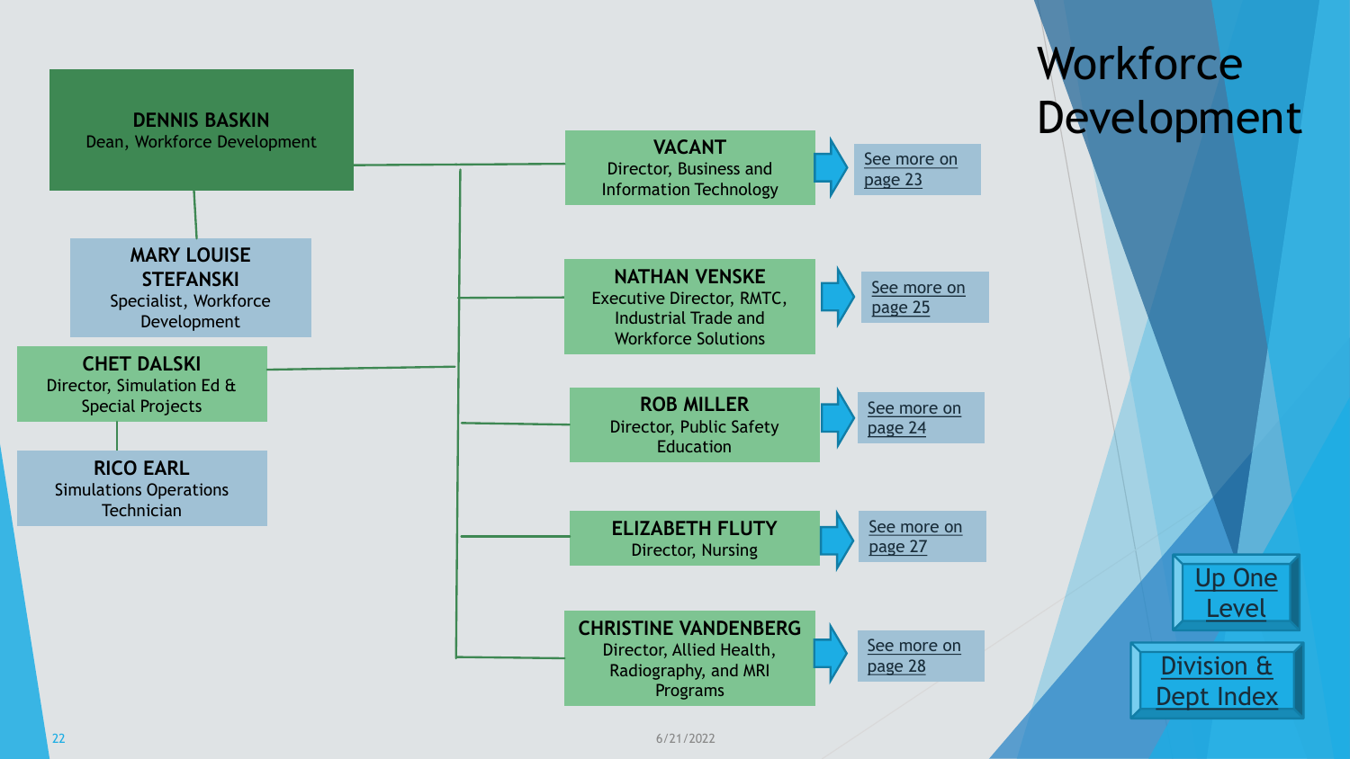# Workforce Development

**DENNIS BASKIN**
Dean, Workforce Development

**MARY LOUISE STEFANSKI**
Specialist, Workforce Development

**CHET DALSKI**
Director, Simulation Ed & Special Projects

**RICO EARL**
Simulations Operations Technician

**VACANT**
Director, Business and Information Technology
See more on page 23

**NATHAN VENSKE**
Executive Director, RMTC, Industrial Trade and Workforce Solutions
See more on page 25

**ROB MILLER**
Director, Public Safety Education
See more on page 24

**ELIZABETH FLUTY**
Director, Nursing
See more on page 27

**CHRISTINE VANDENBERG**
Director, Allied Health, Radiography, and MRI Programs
See more on page 28

Up One Level

Division & Dept Index

6/21/2022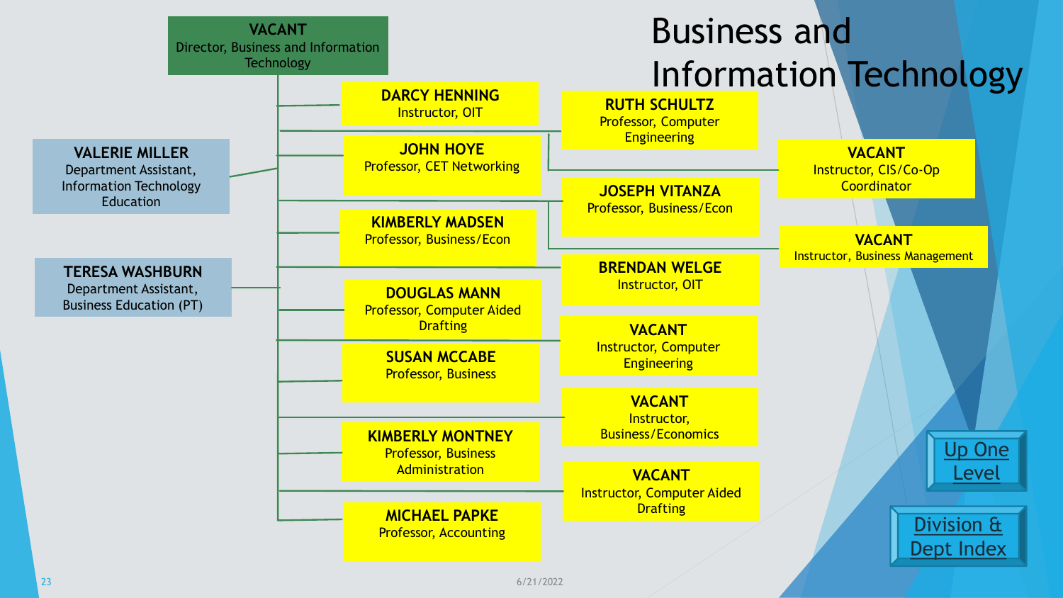# Business and Information Technology

**VACANT**
Director, Business and Information Technology

- **VALERIE MILLER** — Department Assistant, Information Technology Education
- **TERESA WASHBURN** — Department Assistant, Business Education (PT)

- **DARCY HENNING** — Instructor, OIT
- **RUTH SCHULTZ** — Professor, Computer Engineering
- **JOHN HOYE** — Professor, CET Networking
- **VACANT** — Instructor, CIS/Co-Op Coordinator
- **JOSEPH VITANZA** — Professor, Business/Econ
- **KIMBERLY MADSEN** — Professor, Business/Econ
- **VACANT** — Instructor, Business Management
- **BRENDAN WELGE** — Instructor, OIT
- **DOUGLAS MANN** — Professor, Computer Aided Drafting
- **VACANT** — Instructor, Computer Engineering
- **SUSAN MCCABE** — Professor, Business
- **VACANT** — Instructor, Business/Economics
- **KIMBERLY MONTNEY** — Professor, Business Administration
- **VACANT** — Instructor, Computer Aided Drafting
- **MICHAEL PAPKE** — Professor, Accounting

Up One Level

Division & Dept Index

6/21/2022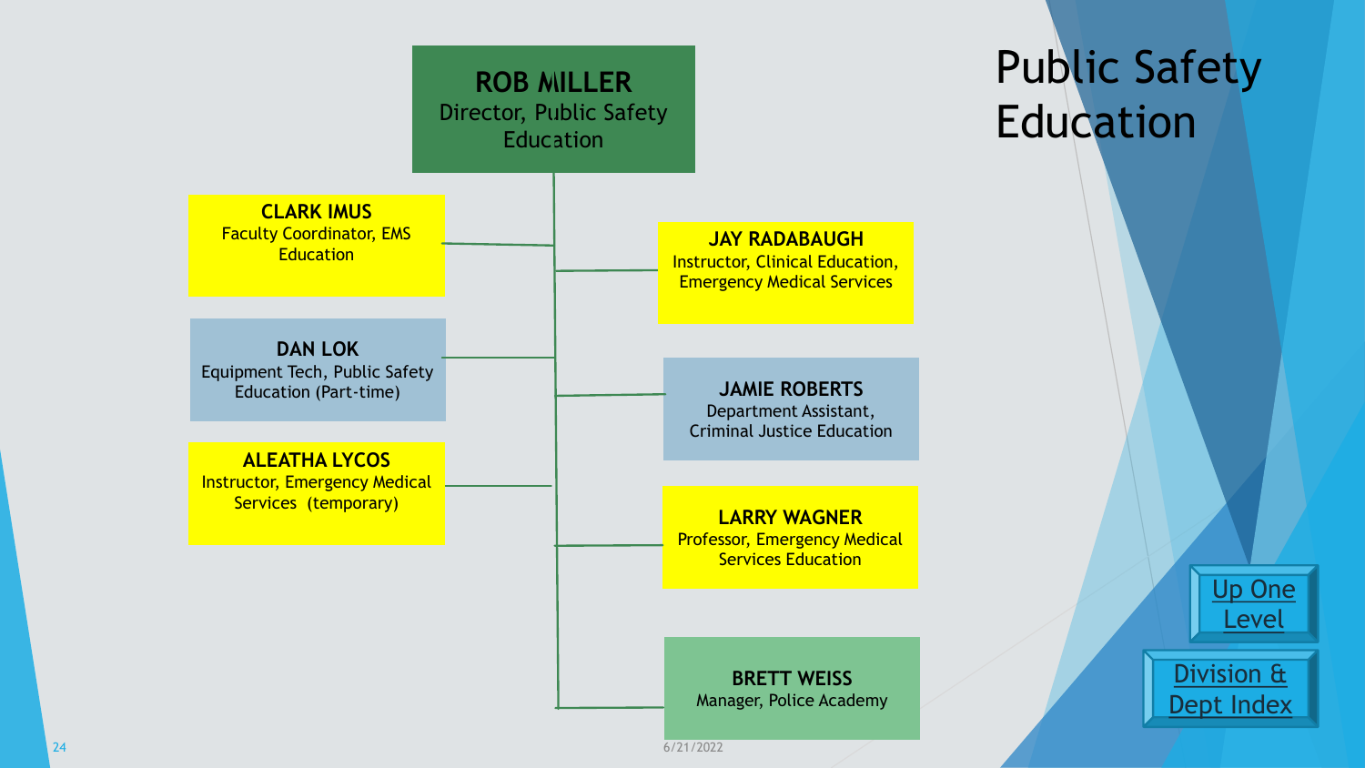# Public Safety Education

**ROB MILLER**
Director, Public Safety Education

- **CLARK IMUS**
  Faculty Coordinator, EMS Education
- **JAY RADABAUGH**
  Instructor, Clinical Education, Emergency Medical Services
- **DAN LOK**
  Equipment Tech, Public Safety Education (Part-time)
- **JAMIE ROBERTS**
  Department Assistant, Criminal Justice Education
- **ALEATHA LYCOS**
  Instructor, Emergency Medical Services (temporary)
- **LARRY WAGNER**
  Professor, Emergency Medical Services Education
- **BRETT WEISS**
  Manager, Police Academy

Up One Level

Division & Dept Index

6/21/2022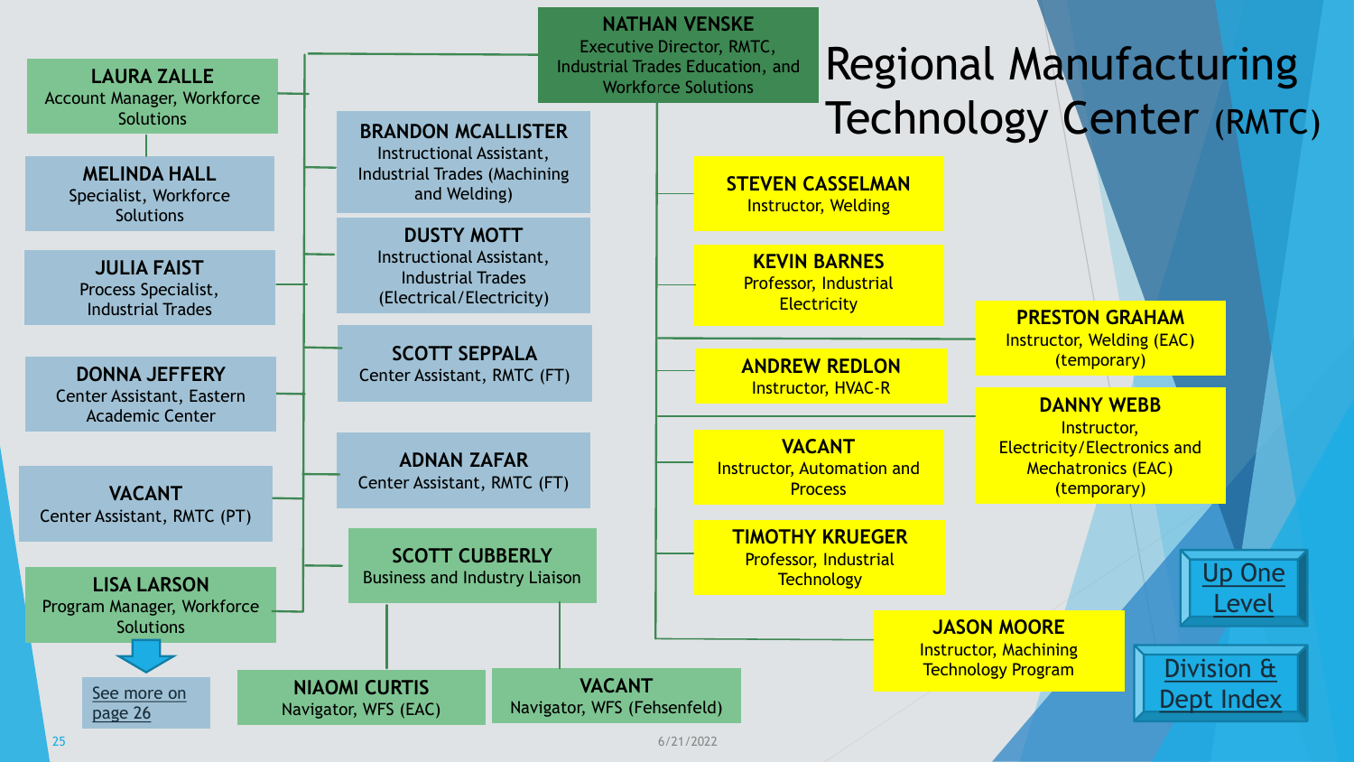# Regional Manufacturing Technology Center (RMTC)

**NATHAN VENSKE**
Executive Director, RMTC, Industrial Trades Education, and Workforce Solutions

**LAURA ZALLE**
Account Manager, Workforce Solutions

**MELINDA HALL**
Specialist, Workforce Solutions

**JULIA FAIST**
Process Specialist, Industrial Trades

**DONNA JEFFERY**
Center Assistant, Eastern Academic Center

**VACANT**
Center Assistant, RMTC (PT)

**LISA LARSON**
Program Manager, Workforce Solutions

See more on page 26

**BRANDON MCALLISTER**
Instructional Assistant, Industrial Trades (Machining and Welding)

**DUSTY MOTT**
Instructional Assistant, Industrial Trades (Electrical/Electricity)

**SCOTT SEPPALA**
Center Assistant, RMTC (FT)

**ADNAN ZAFAR**
Center Assistant, RMTC (FT)

**SCOTT CUBBERLY**
Business and Industry Liaison

**NIAOMI CURTIS**
Navigator, WFS (EAC)

**VACANT**
Navigator, WFS (Fehsenfeld)

**STEVEN CASSELMAN**
Instructor, Welding

**KEVIN BARNES**
Professor, Industrial Electricity

**ANDREW REDLON**
Instructor, HVAC-R

**VACANT**
Instructor, Automation and Process

**TIMOTHY KRUEGER**
Professor, Industrial Technology

**JASON MOORE**
Instructor, Machining Technology Program

**PRESTON GRAHAM**
Instructor, Welding (EAC) (temporary)

**DANNY WEBB**
Instructor, Electricity/Electronics and Mechatronics (EAC) (temporary)

Up One Level

Division & Dept Index

6/21/2022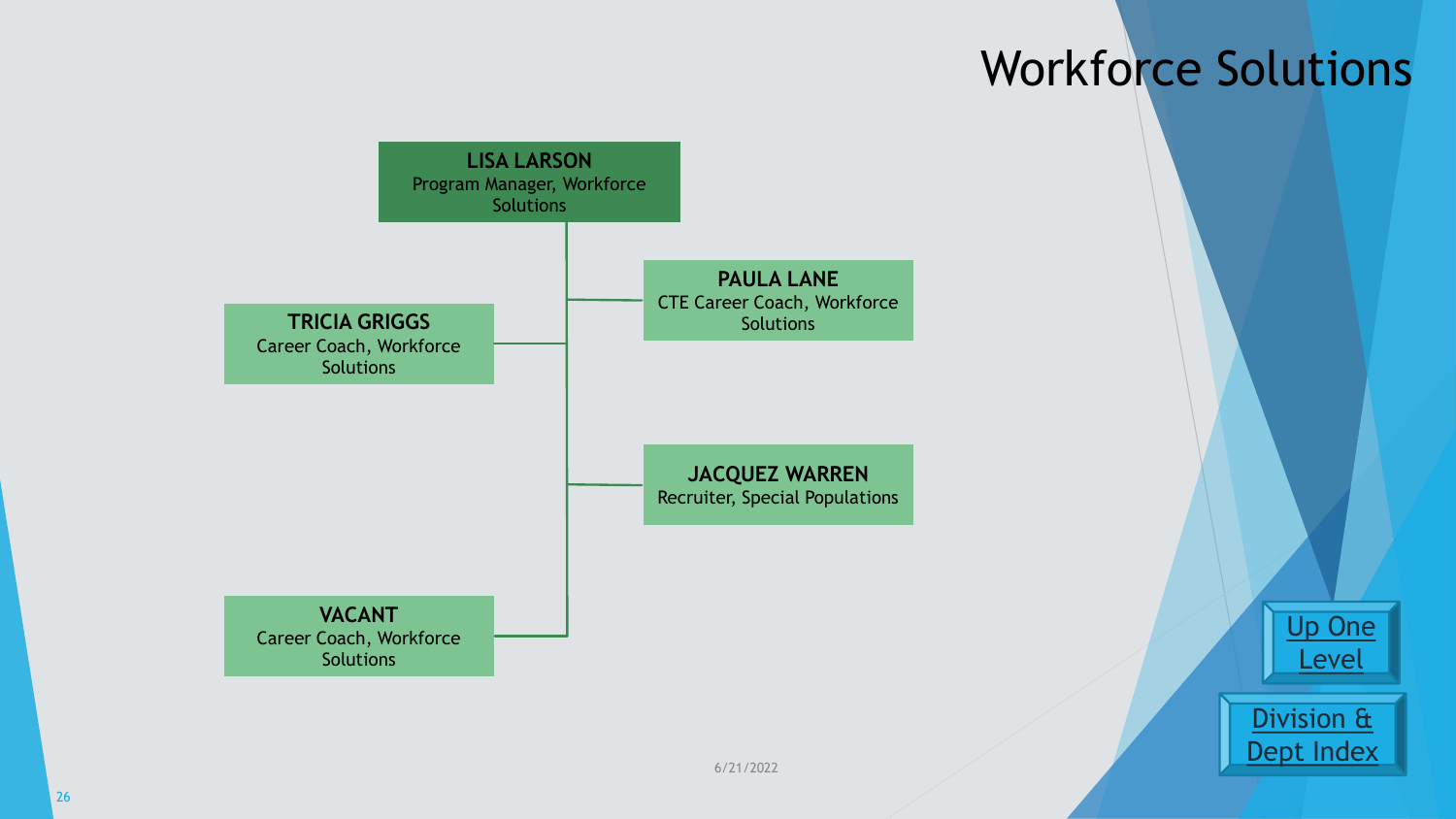# Workforce Solutions

**LISA LARSON**
Program Manager, Workforce Solutions

- **PAULA LANE**
  CTE Career Coach, Workforce Solutions
- **TRICIA GRIGGS**
  Career Coach, Workforce Solutions
- **JACQUEZ WARREN**
  Recruiter, Special Populations
- **VACANT**
  Career Coach, Workforce Solutions

Up One Level

Division & Dept Index

6/21/2022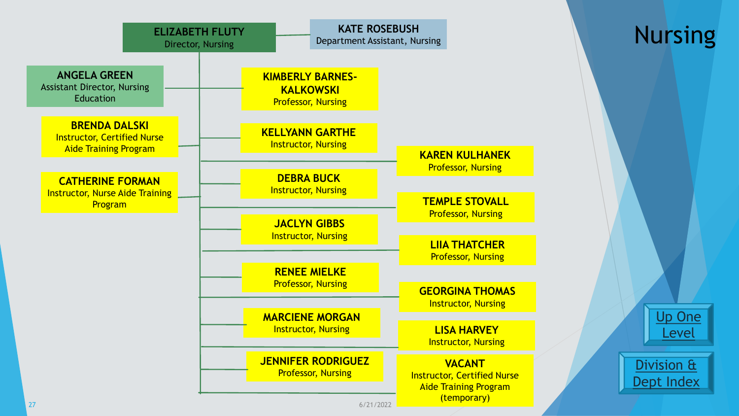# Nursing

**ELIZABETH FLUTY**
Director, Nursing

**KATE ROSEBUSH**
Department Assistant, Nursing

**ANGELA GREEN**
Assistant Director, Nursing Education

**BRENDA DALSKI**
Instructor, Certified Nurse Aide Training Program

**CATHERINE FORMAN**
Instructor, Nurse Aide Training Program

**KIMBERLY BARNES-KALKOWSKI**
Professor, Nursing

**KELLYANN GARTHE**
Instructor, Nursing

**DEBRA BUCK**
Instructor, Nursing

**JACLYN GIBBS**
Instructor, Nursing

**RENEE MIELKE**
Professor, Nursing

**MARCIENE MORGAN**
Instructor, Nursing

**JENNIFER RODRIGUEZ**
Professor, Nursing

**KAREN KULHANEK**
Professor, Nursing

**TEMPLE STOVALL**
Professor, Nursing

**LIIA THATCHER**
Professor, Nursing

**GEORGINA THOMAS**
Instructor, Nursing

**LISA HARVEY**
Instructor, Nursing

**VACANT**
Instructor, Certified Nurse Aide Training Program (temporary)

6/21/2022

Up One Level

Division & Dept Index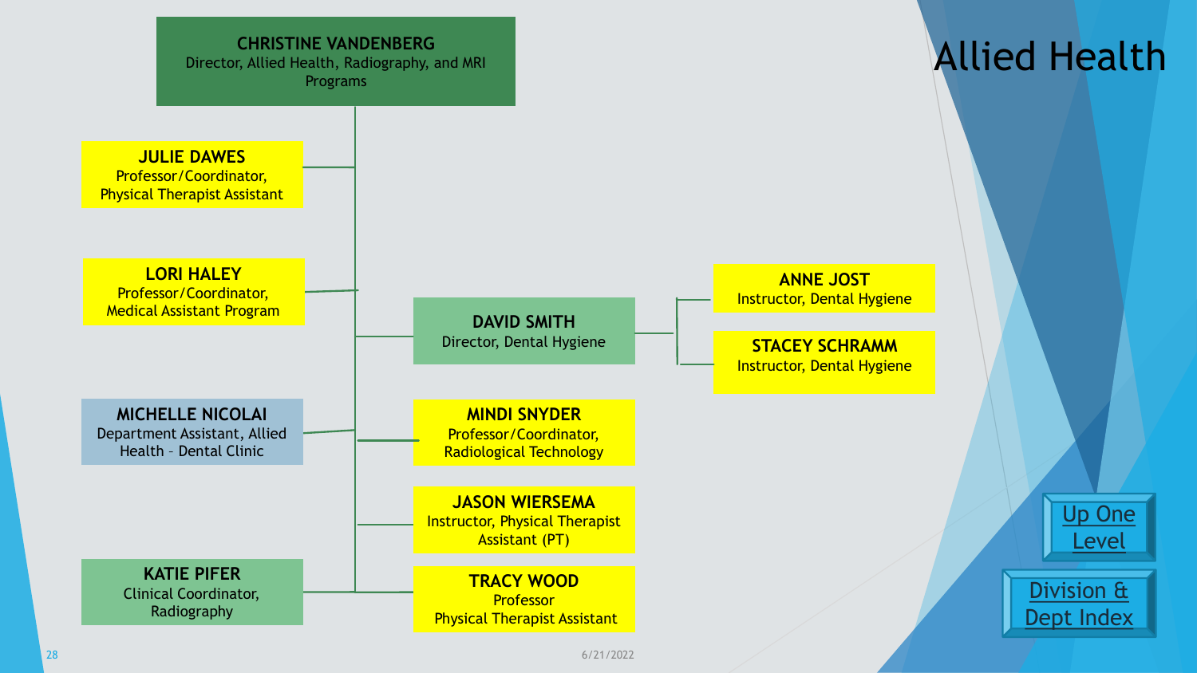# Allied Health

**CHRISTINE VANDENBERG**
Director, Allied Health, Radiography, and MRI Programs

- **JULIE DAWES**
  Professor/Coordinator, Physical Therapist Assistant
- **LORI HALEY**
  Professor/Coordinator, Medical Assistant Program
- **DAVID SMITH**
  Director, Dental Hygiene
  - **ANNE JOST**
    Instructor, Dental Hygiene
  - **STACEY SCHRAMM**
    Instructor, Dental Hygiene
- **MICHELLE NICOLAI**
  Department Assistant, Allied Health – Dental Clinic
- **MINDI SNYDER**
  Professor/Coordinator, Radiological Technology
- **JASON WIERSEMA**
  Instructor, Physical Therapist Assistant (PT)
- **KATIE PIFER**
  Clinical Coordinator, Radiography
- **TRACY WOOD**
  Professor
  Physical Therapist Assistant

Up One Level

Division & Dept Index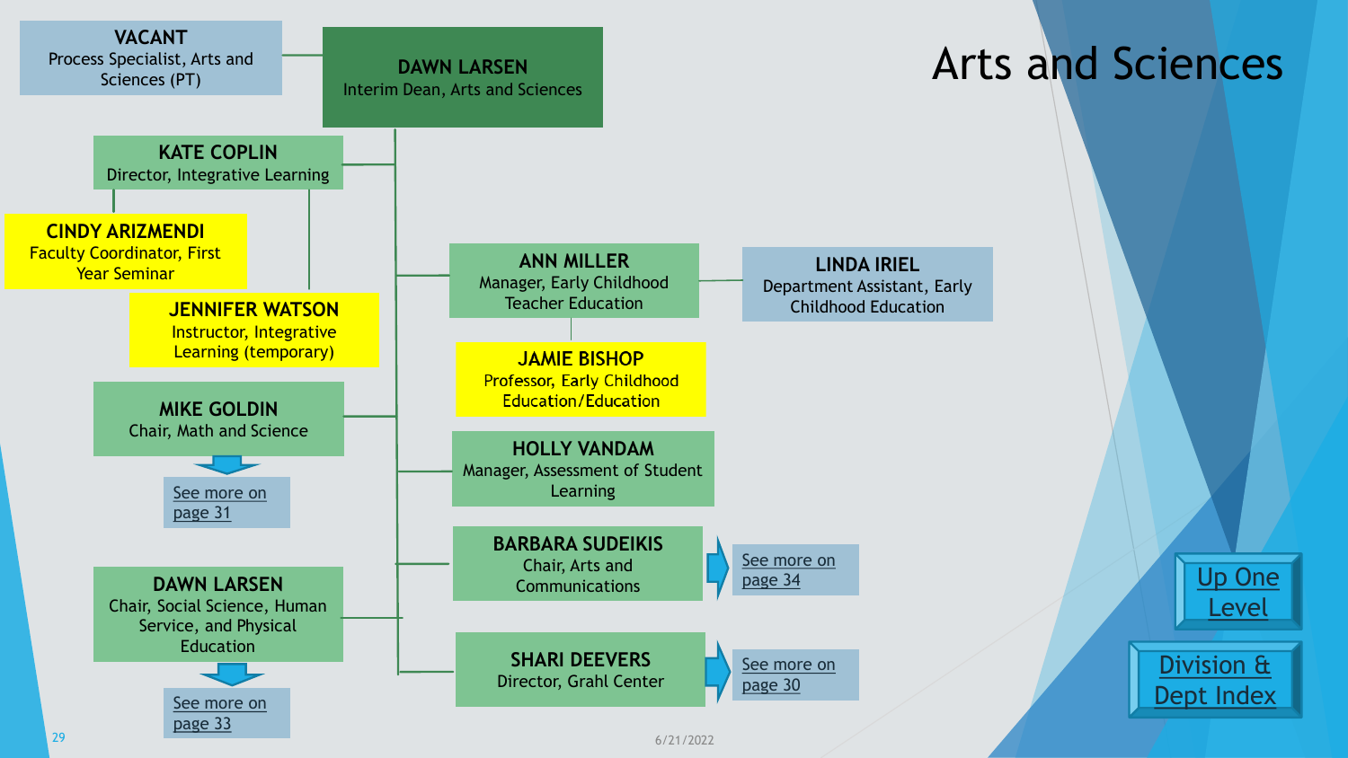# Arts and Sciences

**DAWN LARSEN**
Interim Dean, Arts and Sciences

- **VACANT**
  Process Specialist, Arts and Sciences (PT)
- **KATE COPLIN**
  Director, Integrative Learning
  - **CINDY ARIZMENDI**
    Faculty Coordinator, First Year Seminar
  - **JENNIFER WATSON**
    Instructor, Integrative Learning (temporary)
- **MIKE GOLDIN**
  Chair, Math and Science
  - See more on page 31
- **DAWN LARSEN**
  Chair, Social Science, Human Service, and Physical Education
  - See more on page 33
- **ANN MILLER**
  Manager, Early Childhood Teacher Education
  - **LINDA IRIEL**
    Department Assistant, Early Childhood Education
  - **JAMIE BISHOP**
    Professor, Early Childhood Education/Education
- **HOLLY VANDAM**
  Manager, Assessment of Student Learning
- **BARBARA SUDEIKIS**
  Chair, Arts and Communications
  - See more on page 34
- **SHARI DEEVERS**
  Director, Grahl Center
  - See more on page 30

Up One Level

Division & Dept Index

6/21/2022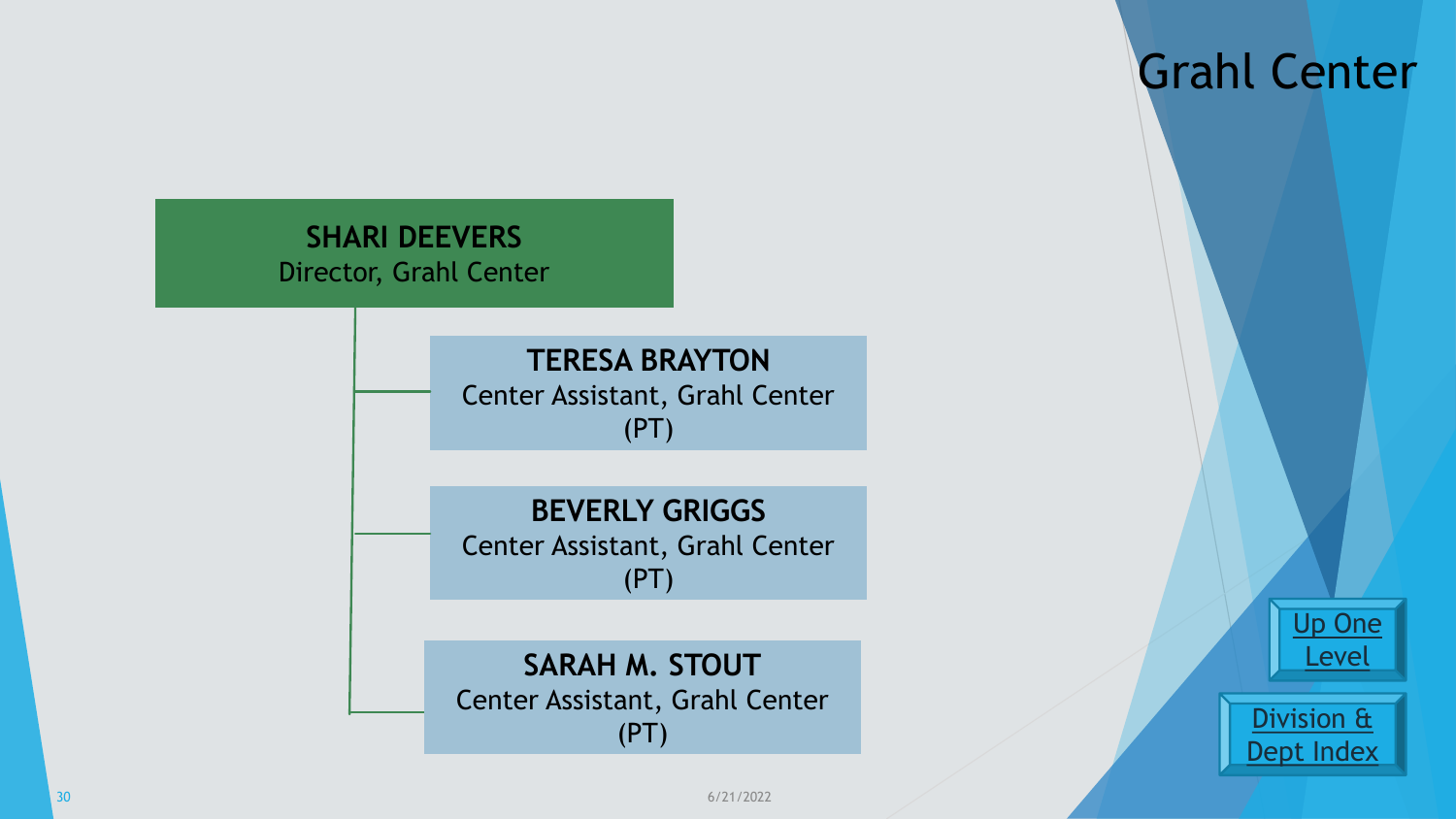# Grahl Center

**SHARI DEEVERS**
Director, Grahl Center

- **TERESA BRAYTON**
  Center Assistant, Grahl Center (PT)
- **BEVERLY GRIGGS**
  Center Assistant, Grahl Center (PT)
- **SARAH M. STOUT**
  Center Assistant, Grahl Center (PT)

Up One Level

Division & Dept Index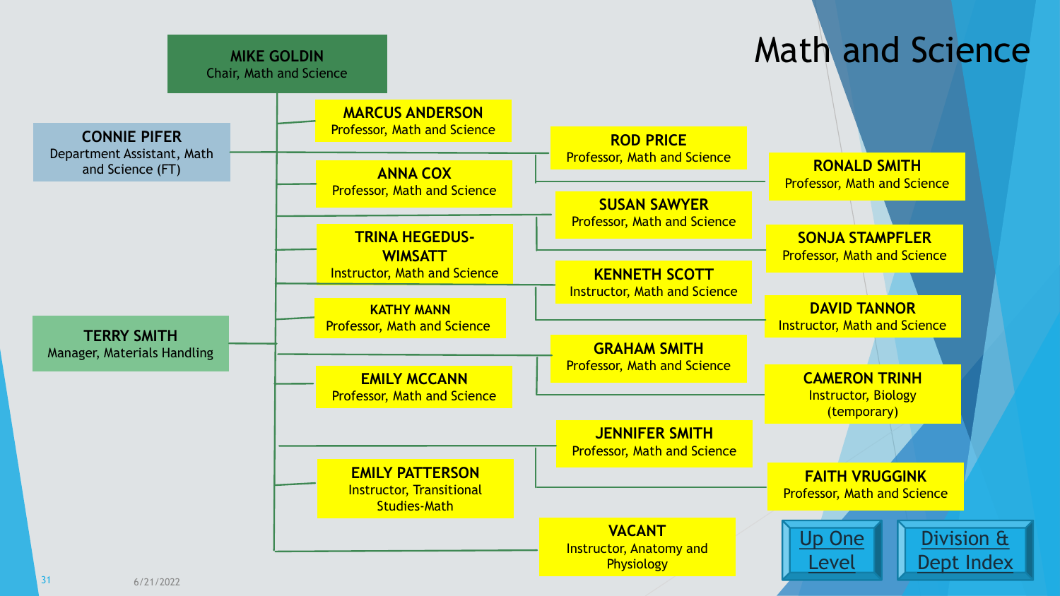# Math and Science

**MIKE GOLDIN**
Chair, Math and Science

**CONNIE PIFER**
Department Assistant, Math and Science (FT)

**TERRY SMITH**
Manager, Materials Handling

**MARCUS ANDERSON**
Professor, Math and Science

**ANNA COX**
Professor, Math and Science

**TRINA HEGEDUS-WIMSATT**
Instructor, Math and Science

**KATHY MANN**
Professor, Math and Science

**EMILY MCCANN**
Professor, Math and Science

**EMILY PATTERSON**
Instructor, Transitional Studies-Math

**ROD PRICE**
Professor, Math and Science

**SUSAN SAWYER**
Professor, Math and Science

**KENNETH SCOTT**
Instructor, Math and Science

**GRAHAM SMITH**
Professor, Math and Science

**JENNIFER SMITH**
Professor, Math and Science

**VACANT**
Instructor, Anatomy and Physiology

**RONALD SMITH**
Professor, Math and Science

**SONJA STAMPFLER**
Professor, Math and Science

**DAVID TANNOR**
Instructor, Math and Science

**CAMERON TRINH**
Instructor, Biology (temporary)

**FAITH VRUGGINK**
Professor, Math and Science

Up One Level

Division & Dept Index

6/21/2022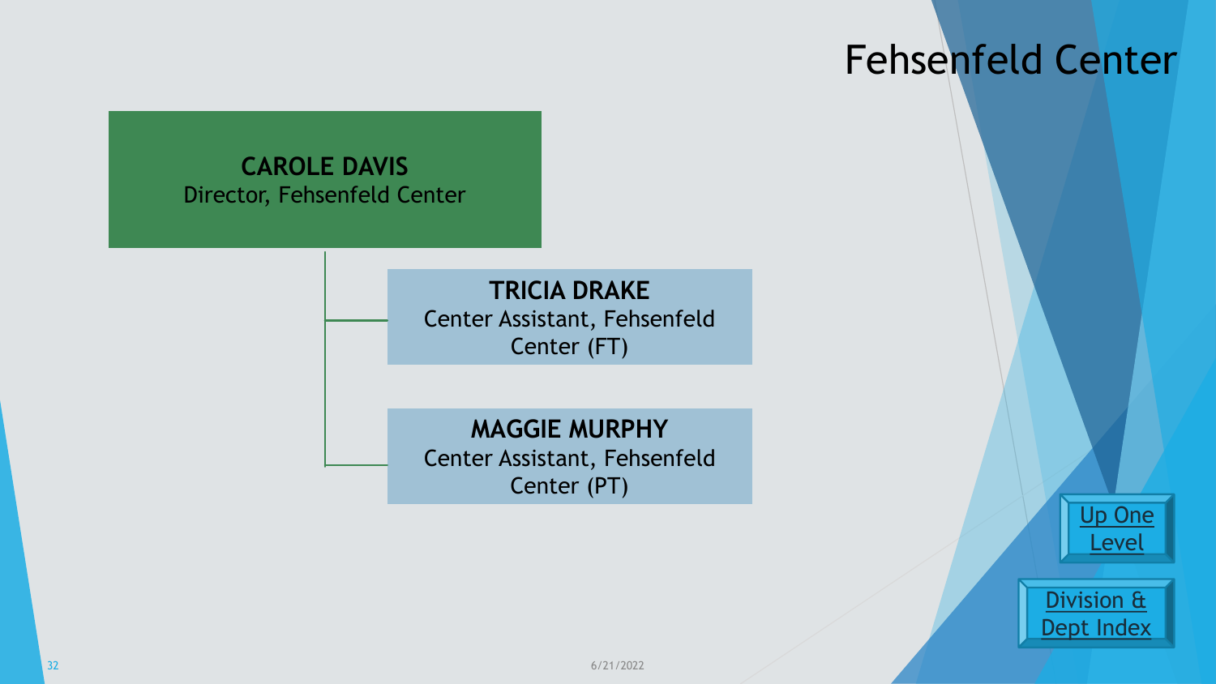# Fehsenfeld Center

**CAROLE DAVIS**
Director, Fehsenfeld Center

- **TRICIA DRAKE**
  Center Assistant, Fehsenfeld Center (FT)
- **MAGGIE MURPHY**
  Center Assistant, Fehsenfeld Center (PT)

Up One Level

Division & Dept Index

6/21/2022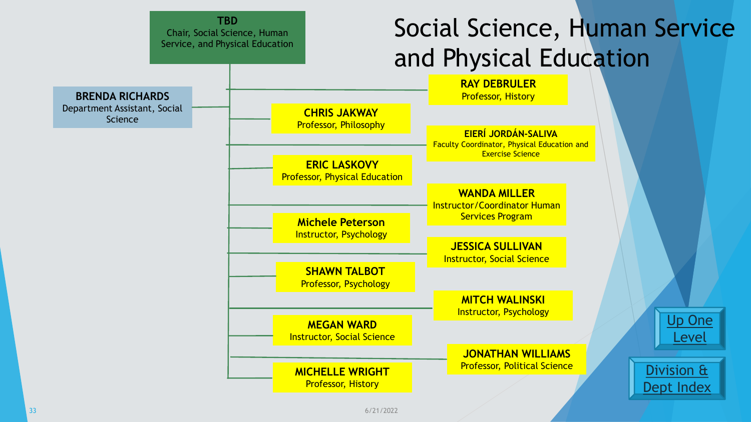# Social Science, Human Service and Physical Education

**TBD**
Chair, Social Science, Human Service, and Physical Education

**BRENDA RICHARDS**
Department Assistant, Social Science

**RAY DEBRULER**
Professor, History

**CHRIS JAKWAY**
Professor, Philosophy

**EIERÍ JORDÁN-SALIVA**
Faculty Coordinator, Physical Education and Exercise Science

**ERIC LASKOVY**
Professor, Physical Education

**WANDA MILLER**
Instructor/Coordinator Human Services Program

**Michele Peterson**
Instructor, Psychology

**JESSICA SULLIVAN**
Instructor, Social Science

**SHAWN TALBOT**
Professor, Psychology

**MITCH WALINSKI**
Instructor, Psychology

**MEGAN WARD**
Instructor, Social Science

**JONATHAN WILLIAMS**
Professor, Political Science

**MICHELLE WRIGHT**
Professor, History

Up One Level

Division & Dept Index

6/21/2022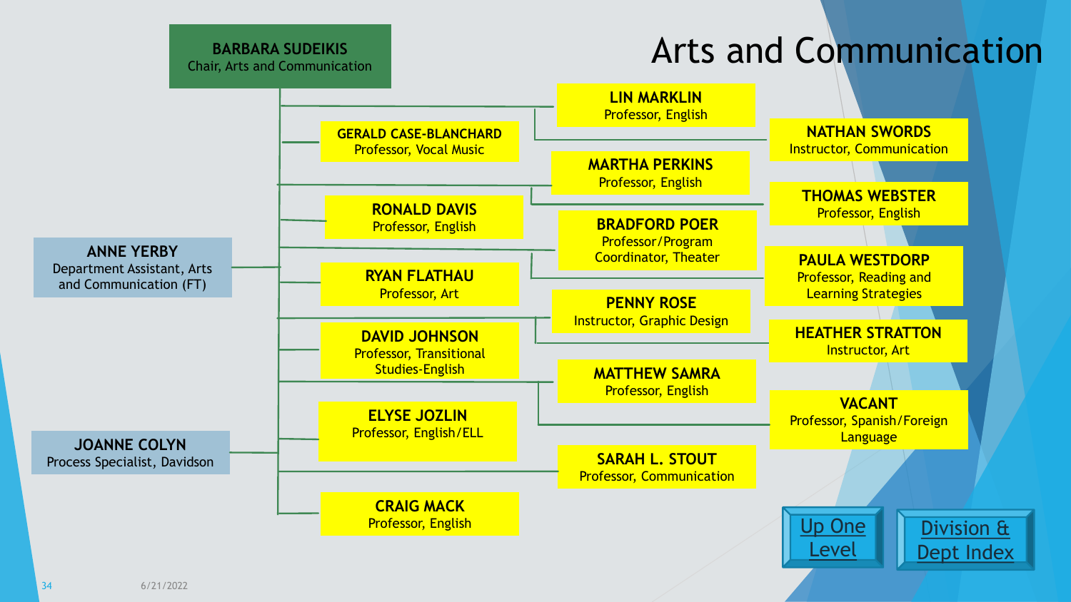# Arts and Communication

**BARBARA SUDEIKIS**
Chair, Arts and Communication

**ANNE YERBY**
Department Assistant, Arts and Communication (FT)

**JOANNE COLYN**
Process Specialist, Davidson

**GERALD CASE-BLANCHARD**
Professor, Vocal Music

**RONALD DAVIS**
Professor, English

**RYAN FLATHAU**
Professor, Art

**DAVID JOHNSON**
Professor, Transitional Studies-English

**ELYSE JOZLIN**
Professor, English/ELL

**CRAIG MACK**
Professor, English

**LIN MARKLIN**
Professor, English

**MARTHA PERKINS**
Professor, English

**BRADFORD POER**
Professor/Program Coordinator, Theater

**PENNY ROSE**
Instructor, Graphic Design

**MATTHEW SAMRA**
Professor, English

**SARAH L. STOUT**
Professor, Communication

**NATHAN SWORDS**
Instructor, Communication

**THOMAS WEBSTER**
Professor, English

**PAULA WESTDORP**
Professor, Reading and Learning Strategies

**HEATHER STRATTON**
Instructor, Art

**VACANT**
Professor, Spanish/Foreign Language

Up One Level

Division & Dept Index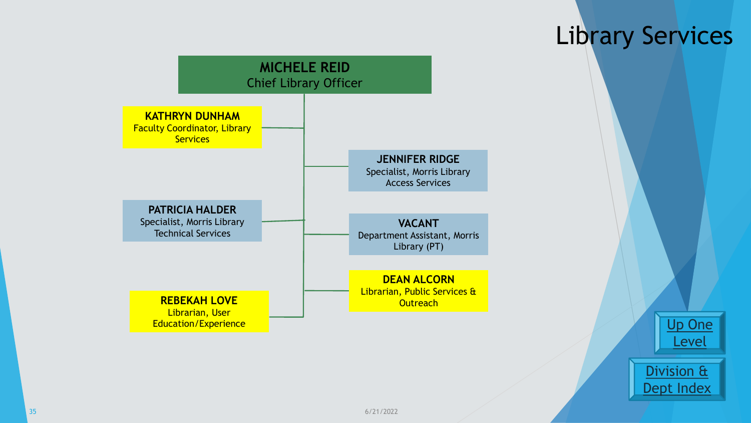# Library Services

**MICHELE REID**
Chief Library Officer

- **KATHRYN DUNHAM**
  Faculty Coordinator, Library Services
- **JENNIFER RIDGE**
  Specialist, Morris Library Access Services
- **PATRICIA HALDER**
  Specialist, Morris Library Technical Services
- **VACANT**
  Department Assistant, Morris Library (PT)
- **DEAN ALCORN**
  Librarian, Public Services & Outreach
- **REBEKAH LOVE**
  Librarian, User Education/Experience

Up One Level

Division & Dept Index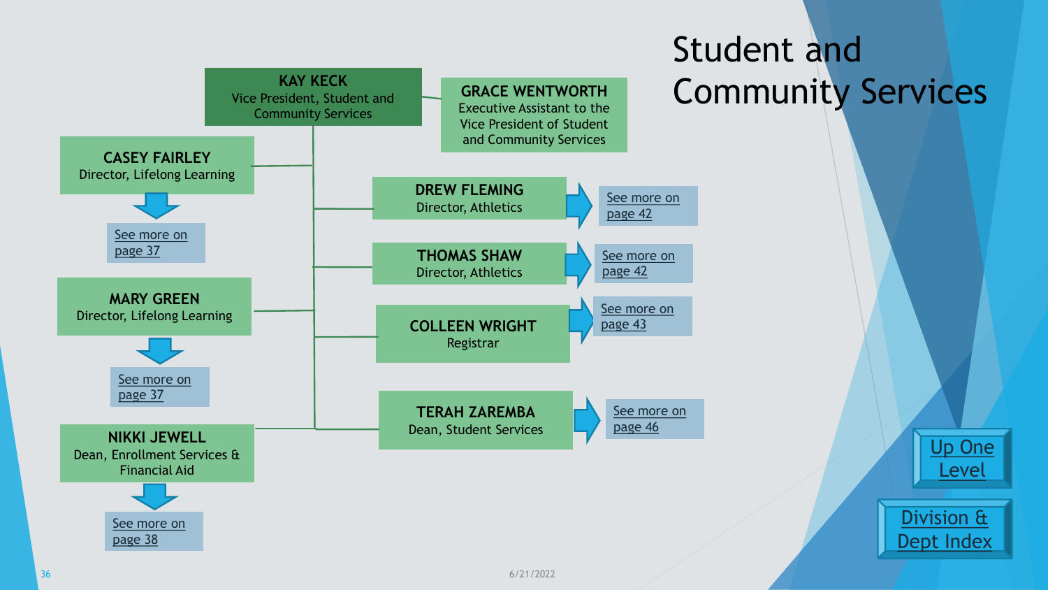# Student and Community Services

**KAY KECK**
Vice President, Student and Community Services

**GRACE WENTWORTH**
Executive Assistant to the Vice President of Student and Community Services

**CASEY FAIRLEY**
Director, Lifelong Learning
See more on page 37

**MARY GREEN**
Director, Lifelong Learning
See more on page 37

**NIKKI JEWELL**
Dean, Enrollment Services & Financial Aid
See more on page 38

**DREW FLEMING**
Director, Athletics
See more on page 42

**THOMAS SHAW**
Director, Athletics
See more on page 42

**COLLEEN WRIGHT**
Registrar
See more on page 43

**TERAH ZAREMBA**
Dean, Student Services
See more on page 46

Up One Level

Division & Dept Index

6/21/2022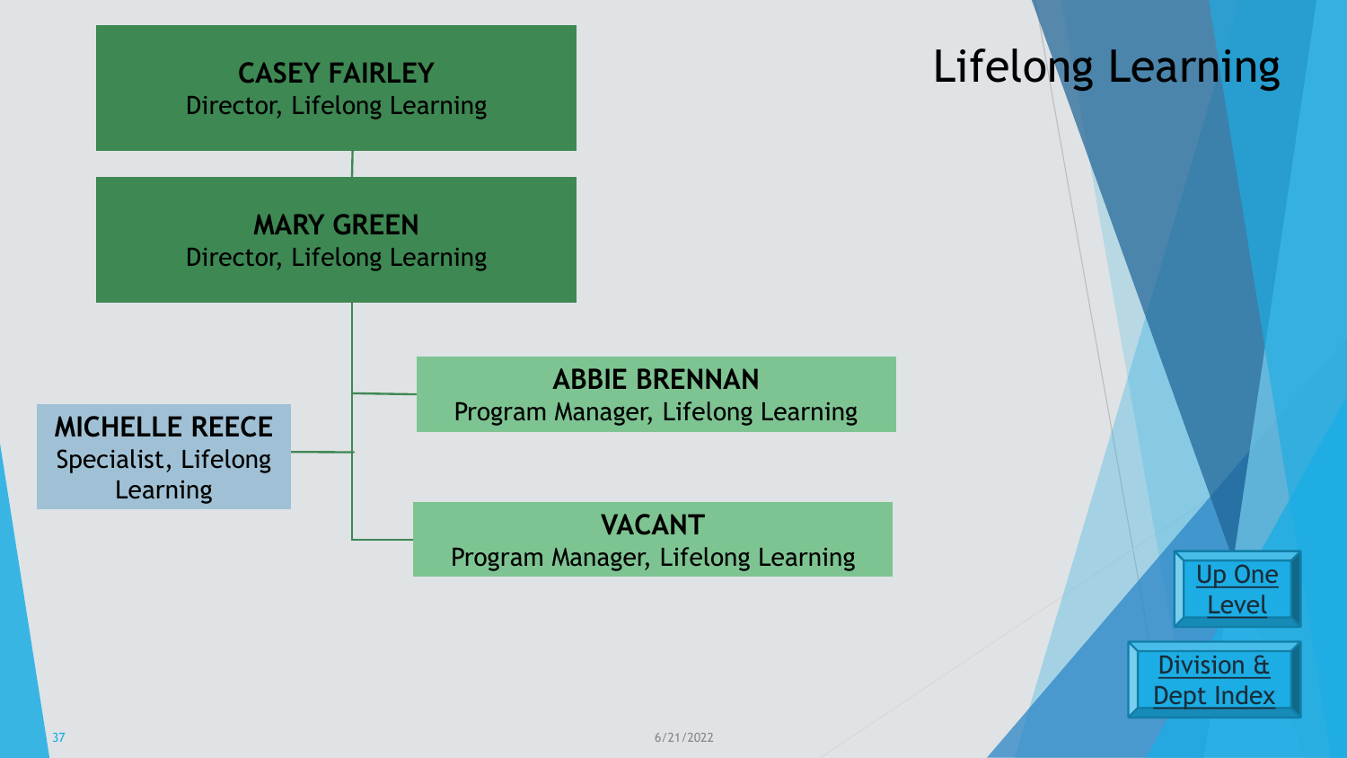# Lifelong Learning

**CASEY FAIRLEY**
Director, Lifelong Learning

**MARY GREEN**
Director, Lifelong Learning

**ABBIE BRENNAN**
Program Manager, Lifelong Learning

**MICHELLE REECE**
Specialist, Lifelong Learning

**VACANT**
Program Manager, Lifelong Learning

Up One Level

Division & Dept Index

6/21/2022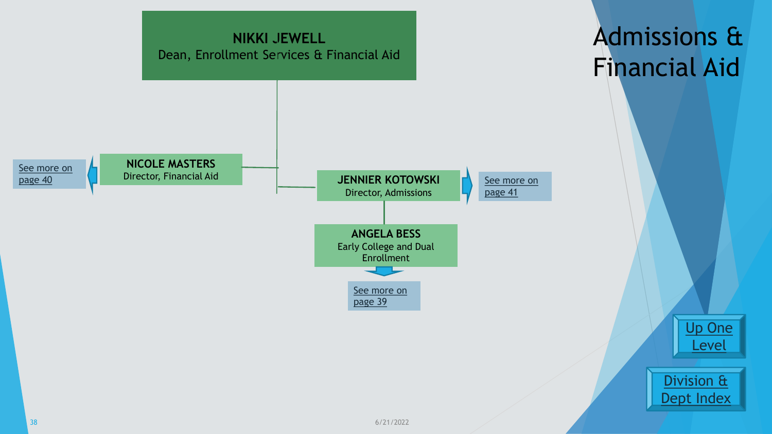# Admissions & Financial Aid

**NIKKI JEWELL**
Dean, Enrollment Services & Financial Aid

- **NICOLE MASTERS**
  Director, Financial Aid
  - See more on page 40
- **JENNIER KOTOWSKI**
  Director, Admissions
  - See more on page 41
  - **ANGELA BESS**
    Early College and Dual Enrollment
    - See more on page 39

Up One Level

Division & Dept Index

6/21/2022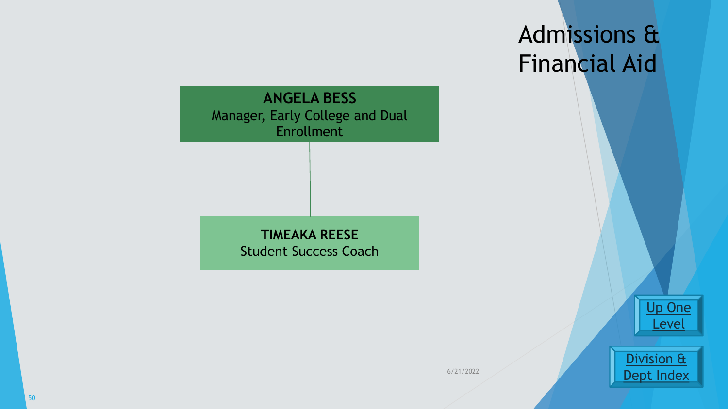# Admissions & Financial Aid

**ANGELA BESS**
Manager, Early College and Dual Enrollment

**TIMEAKA REESE**
Student Success Coach

6/21/2022

Up One Level

Division & Dept Index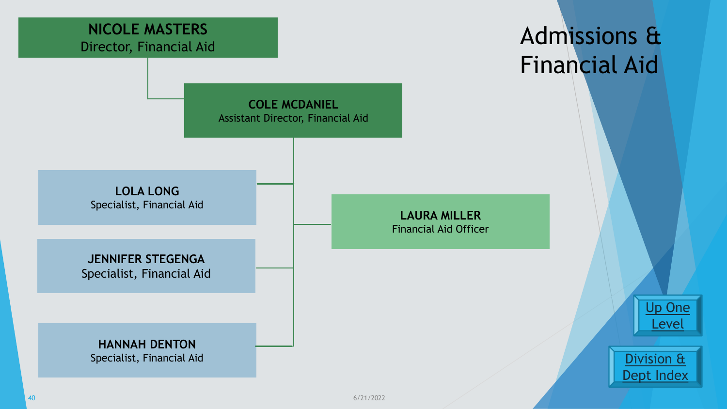# Admissions & Financial Aid

**NICOLE MASTERS**
Director, Financial Aid

- **COLE MCDANIEL**
  Assistant Director, Financial Aid
  - **LOLA LONG**
    Specialist, Financial Aid
  - **JENNIFER STEGENGA**
    Specialist, Financial Aid
  - **HANNAH DENTON**
    Specialist, Financial Aid
  - **LAURA MILLER**
    Financial Aid Officer

Up One Level

Division & Dept Index

6/21/2022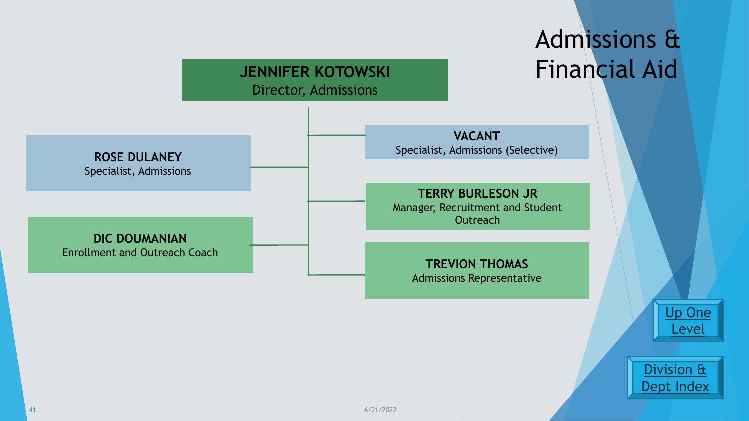# Admissions & Financial Aid

**JENNIFER KOTOWSKI**
Director, Admissions

- **ROSE DULANEY**
  Specialist, Admissions
- **DIC DOUMANIAN**
  Enrollment and Outreach Coach
- **VACANT**
  Specialist, Admissions (Selective)
- **TERRY BURLESON JR**
  Manager, Recruitment and Student Outreach
- **TREVION THOMAS**
  Admissions Representative

Up One Level

Division & Dept Index

6/21/2022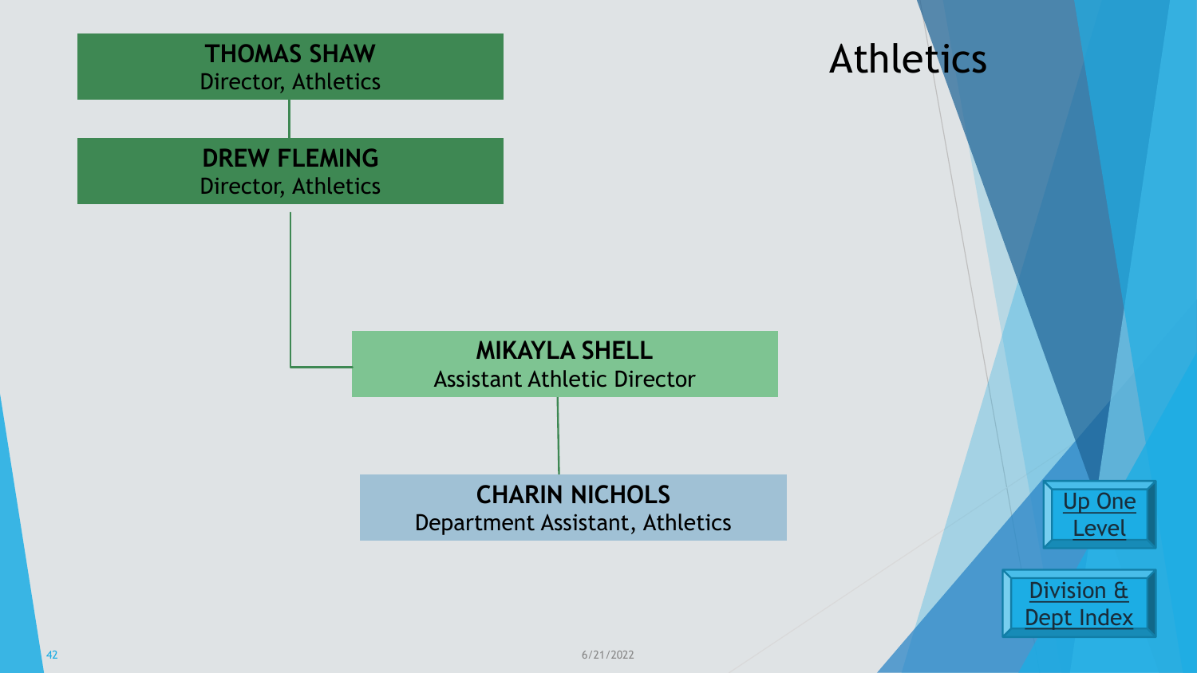# Athletics

**THOMAS SHAW**
Director, Athletics

**DREW FLEMING**
Director, Athletics

**MIKAYLA SHELL**
Assistant Athletic Director

**CHARIN NICHOLS**
Department Assistant, Athletics

Up One Level

Division & Dept Index

6/21/2022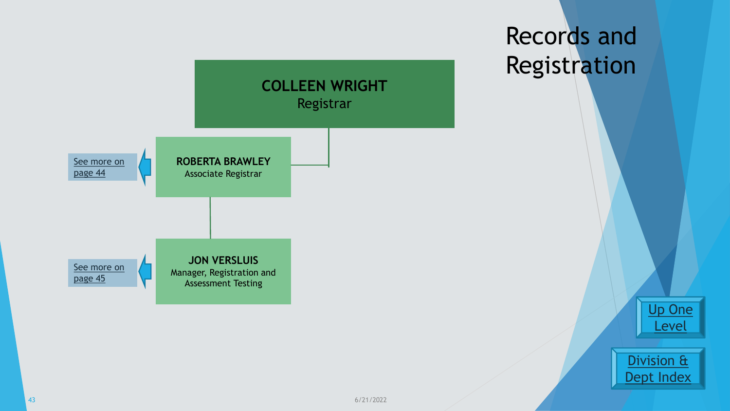# Records and Registration

**COLLEEN WRIGHT**
Registrar

- **ROBERTA BRAWLEY**
  Associate Registrar
  (See more on page 44)

  - **JON VERSLUIS**
    Manager, Registration and Assessment Testing
    (See more on page 45)

Up One Level

Division & Dept Index

6/21/2022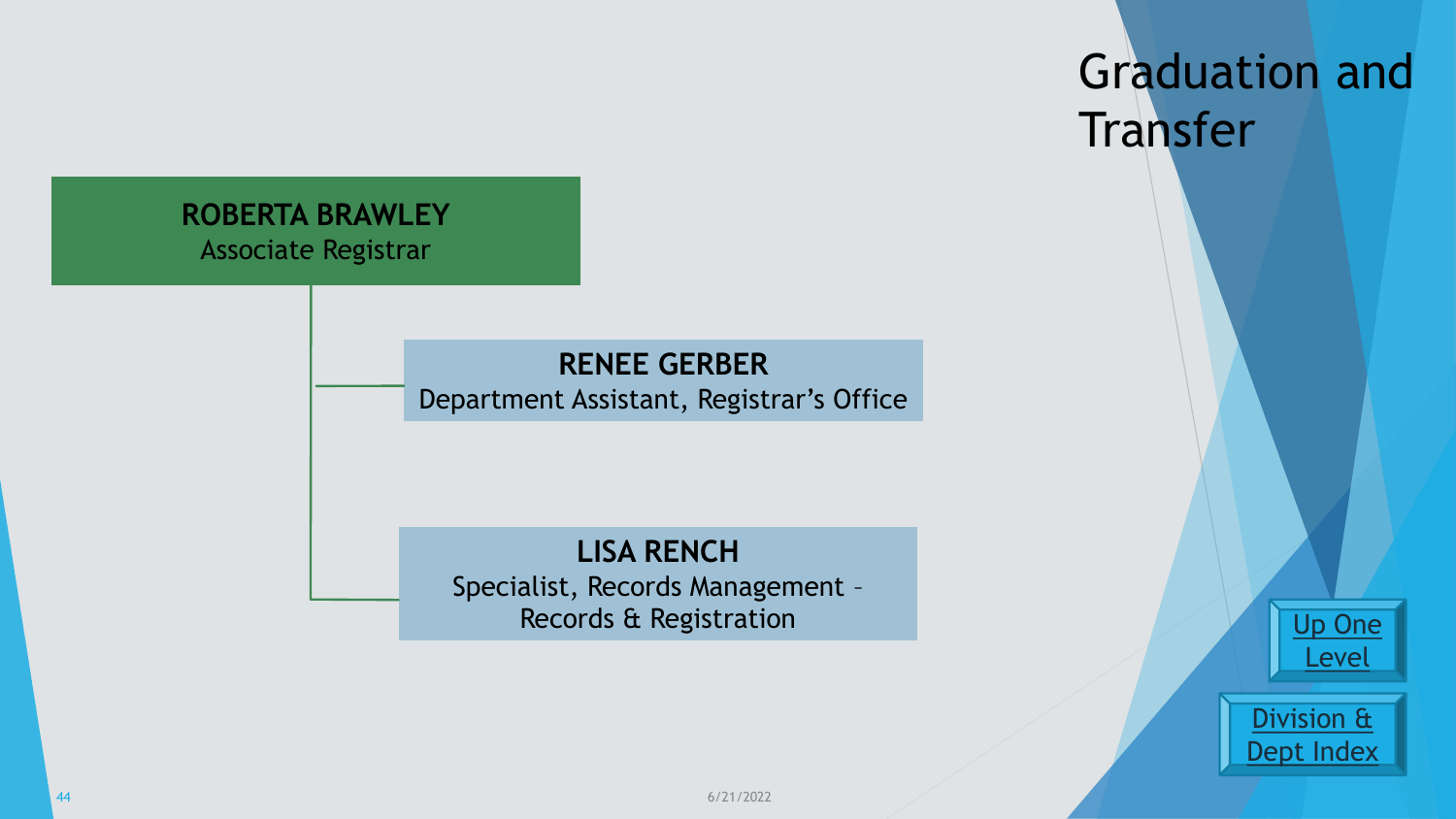# Graduation and Transfer

**ROBERTA BRAWLEY**
Associate Registrar

- **RENEE GERBER**
  Department Assistant, Registrar's Office
- **LISA RENCH**
  Specialist, Records Management – Records & Registration

Up One Level

Division & Dept Index

6/21/2022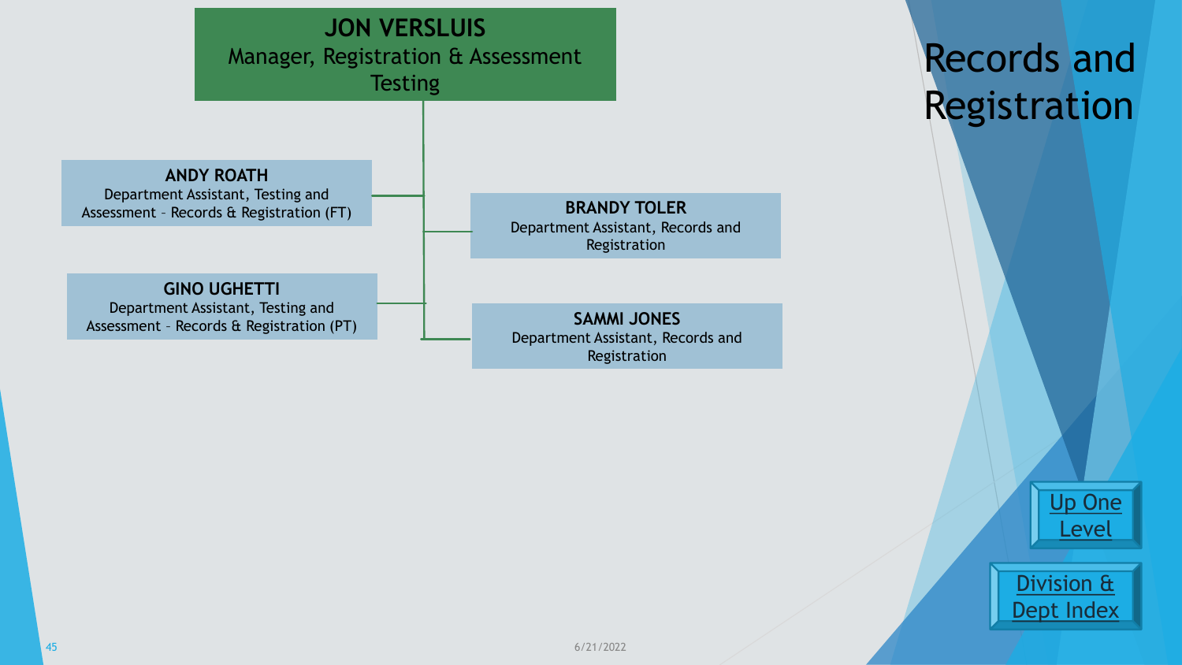# Records and Registration

**JON VERSLUIS**
Manager, Registration & Assessment Testing

- **ANDY ROATH**
  Department Assistant, Testing and Assessment – Records & Registration (FT)
- **BRANDY TOLER**
  Department Assistant, Records and Registration
- **GINO UGHETTI**
  Department Assistant, Testing and Assessment – Records & Registration (PT)
- **SAMMI JONES**
  Department Assistant, Records and Registration

Up One Level

Division & Dept Index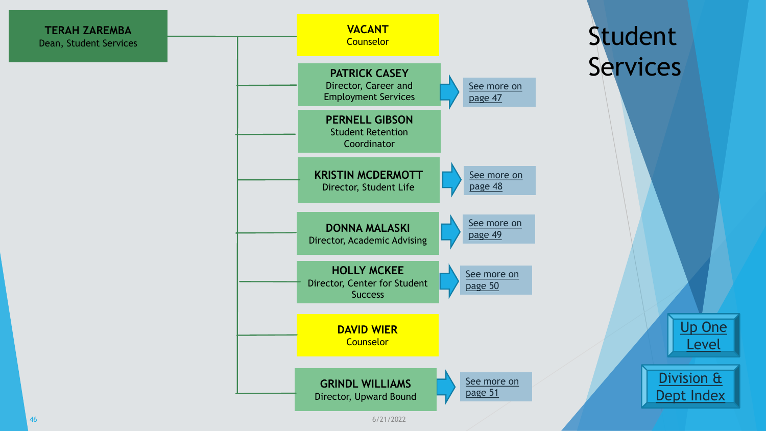# Student Services

**TERAH ZAREMBA**
Dean, Student Services

- **VACANT**
  Counselor
- **PATRICK CASEY**
  Director, Career and Employment Services — See more on page 47
- **PERNELL GIBSON**
  Student Retention Coordinator
- **KRISTIN MCDERMOTT**
  Director, Student Life — See more on page 48
- **DONNA MALASKI**
  Director, Academic Advising — See more on page 49
- **HOLLY MCKEE**
  Director, Center for Student Success — See more on page 50
- **DAVID WIER**
  Counselor
- **GRINDL WILLIAMS**
  Director, Upward Bound — See more on page 51

Up One Level

Division & Dept Index

6/21/2022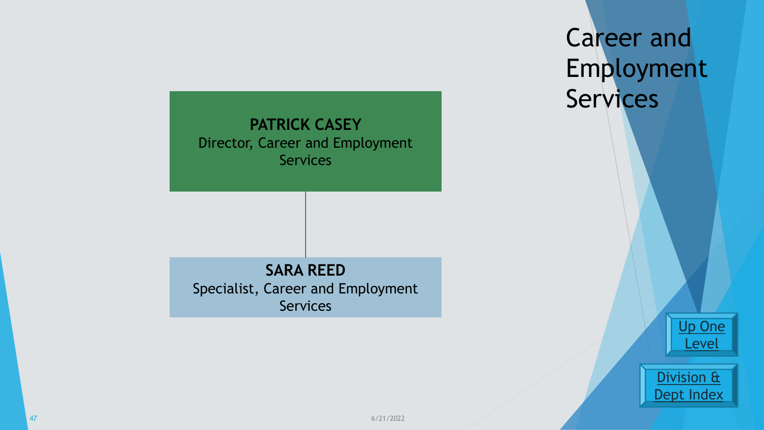# Career and Employment Services

**PATRICK CASEY**
Director, Career and Employment Services

**SARA REED**
Specialist, Career and Employment Services

Up One Level

Division & Dept Index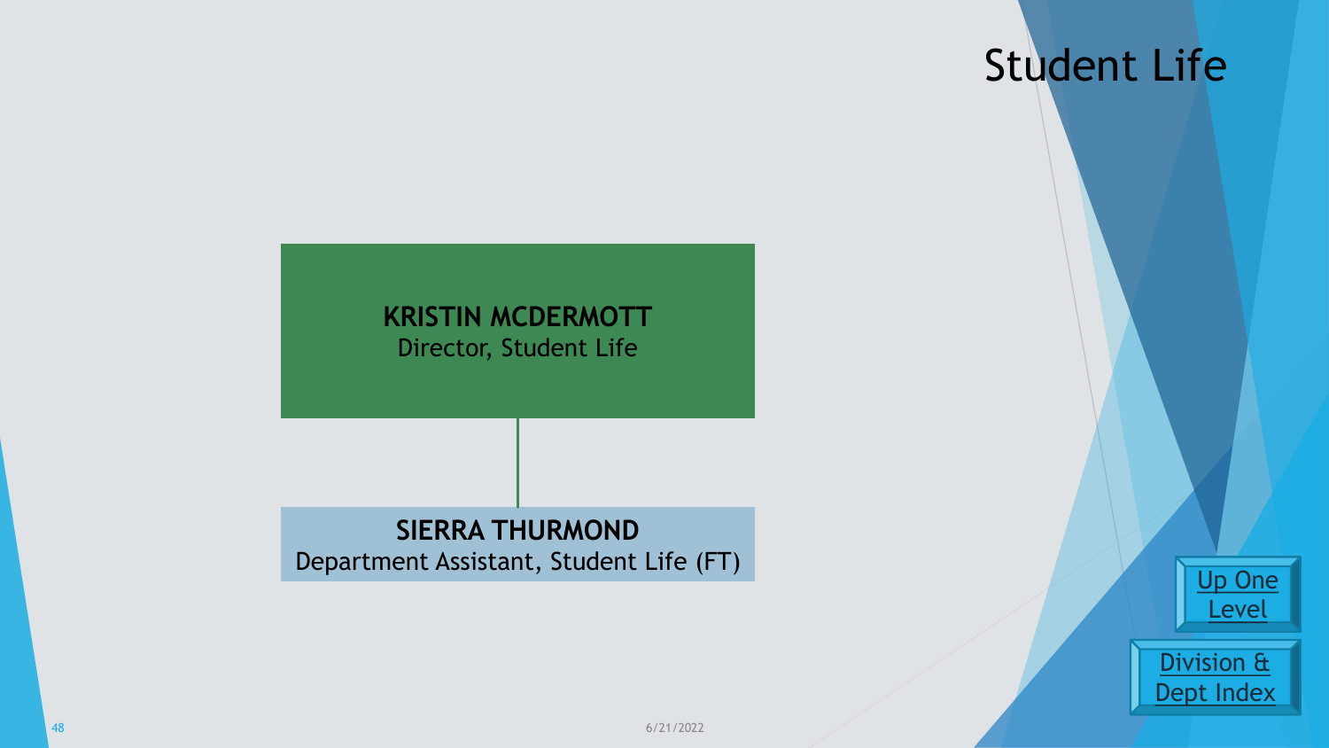# Student Life

**KRISTIN MCDERMOTT**
Director, Student Life

**SIERRA THURMOND**
Department Assistant, Student Life (FT)

Up One Level

Division & Dept Index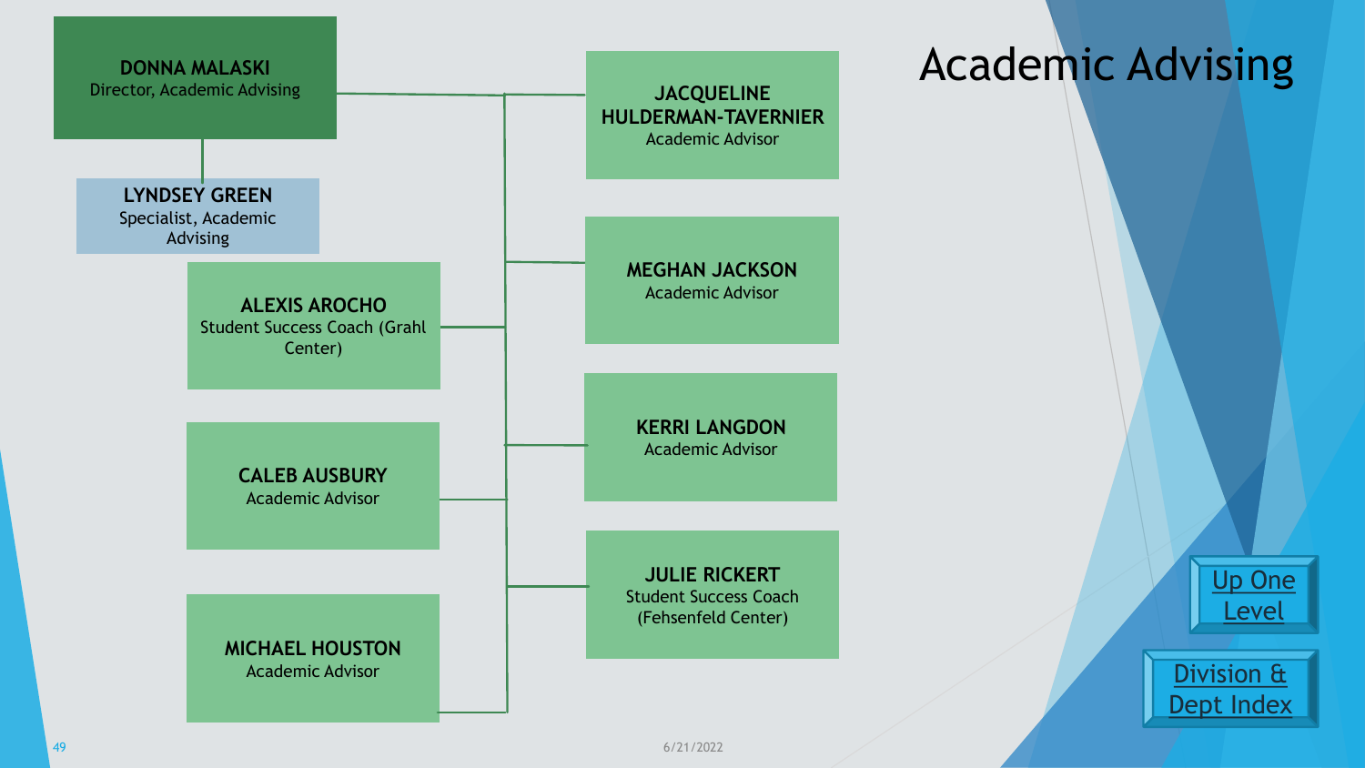# Academic Advising

**DONNA MALASKI**
Director, Academic Advising

- **LYNDSEY GREEN**
  Specialist, Academic Advising
- **JACQUELINE HULDERMAN-TAVERNIER**
  Academic Advisor
- **MEGHAN JACKSON**
  Academic Advisor
- **ALEXIS AROCHO**
  Student Success Coach (Grahl Center)
- **KERRI LANGDON**
  Academic Advisor
- **CALEB AUSBURY**
  Academic Advisor
- **JULIE RICKERT**
  Student Success Coach (Fehsenfeld Center)
- **MICHAEL HOUSTON**
  Academic Advisor

Up One Level

Division & Dept Index

6/21/2022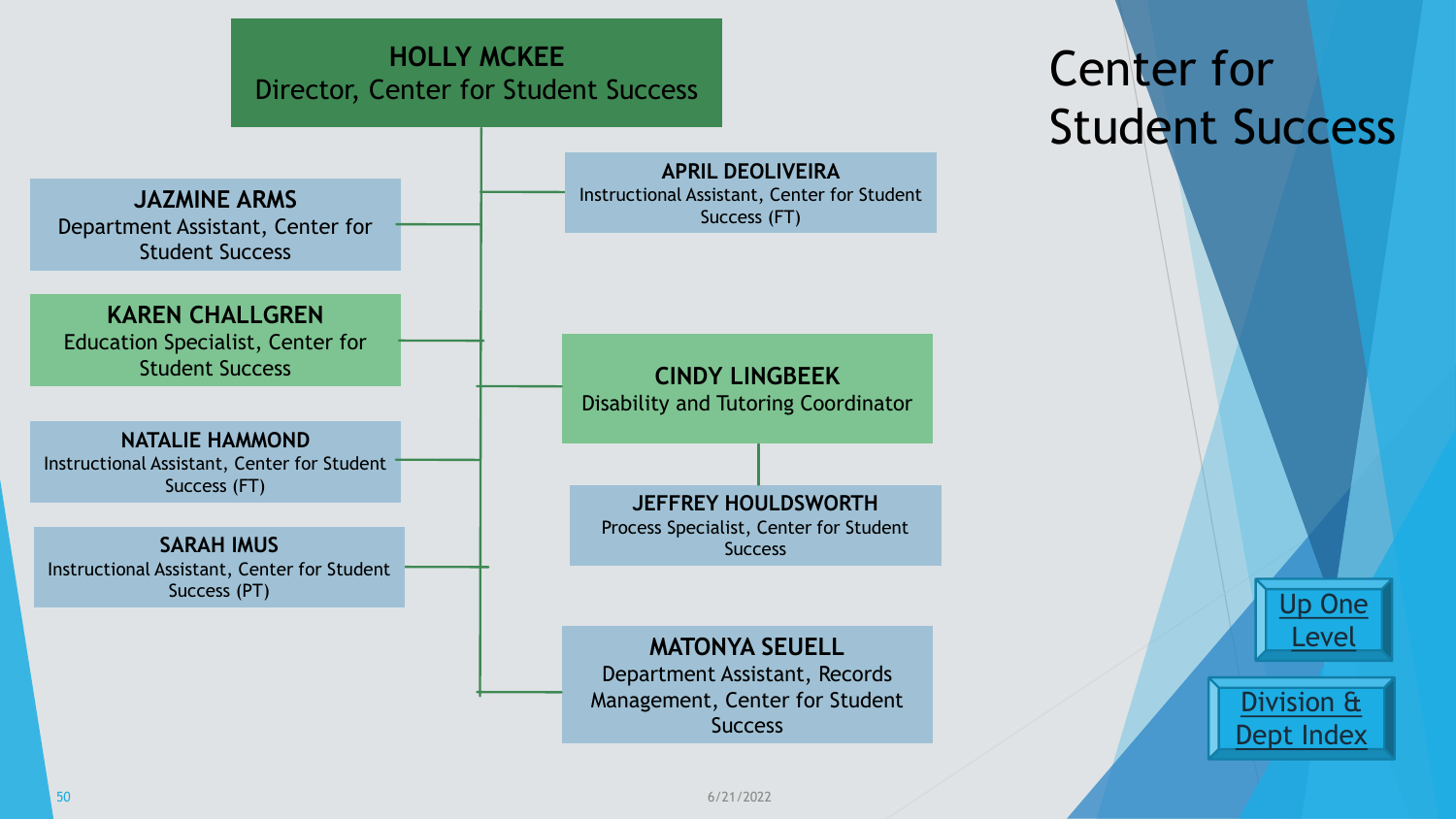# Center for Student Success

**HOLLY MCKEE**
Director, Center for Student Success

- **JAZMINE ARMS**
  Department Assistant, Center for Student Success
- **KAREN CHALLGREN**
  Education Specialist, Center for Student Success
- **NATALIE HAMMOND**
  Instructional Assistant, Center for Student Success (FT)
- **SARAH IMUS**
  Instructional Assistant, Center for Student Success (PT)
- **APRIL DEOLIVEIRA**
  Instructional Assistant, Center for Student Success (FT)
- **CINDY LINGBEEK**
  Disability and Tutoring Coordinator
  - **JEFFREY HOULDSWORTH**
    Process Specialist, Center for Student Success
- **MATONYA SEUELL**
  Department Assistant, Records Management, Center for Student Success

6/21/2022

Up One Level

Division & Dept Index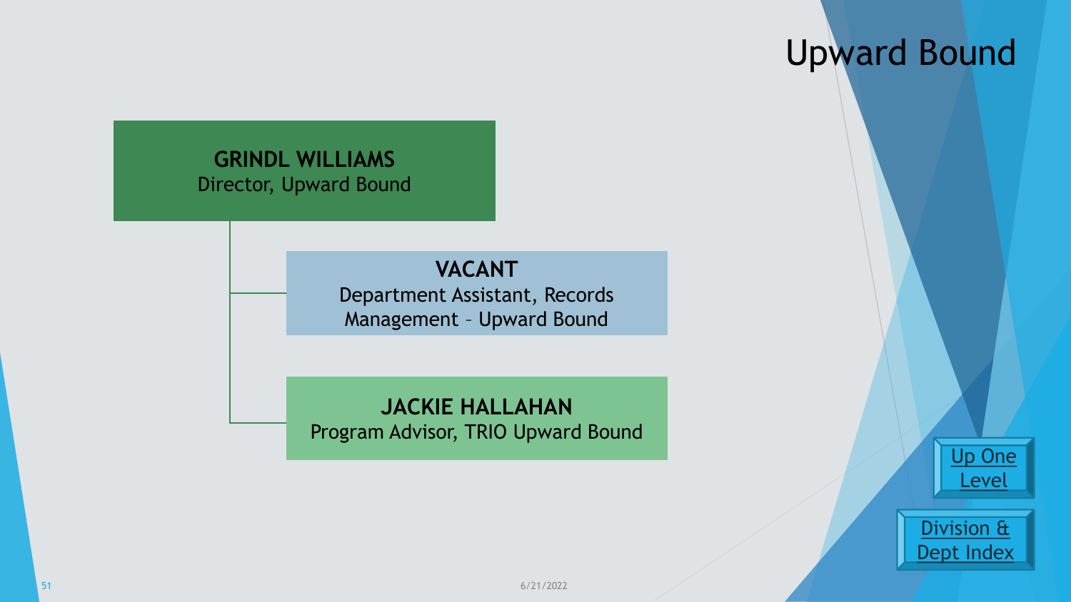# Upward Bound

**GRINDL WILLIAMS**
Director, Upward Bound

- **VACANT**
  Department Assistant, Records Management – Upward Bound
- **JACKIE HALLAHAN**
  Program Advisor, TRIO Upward Bound

Up One Level

Division & Dept Index